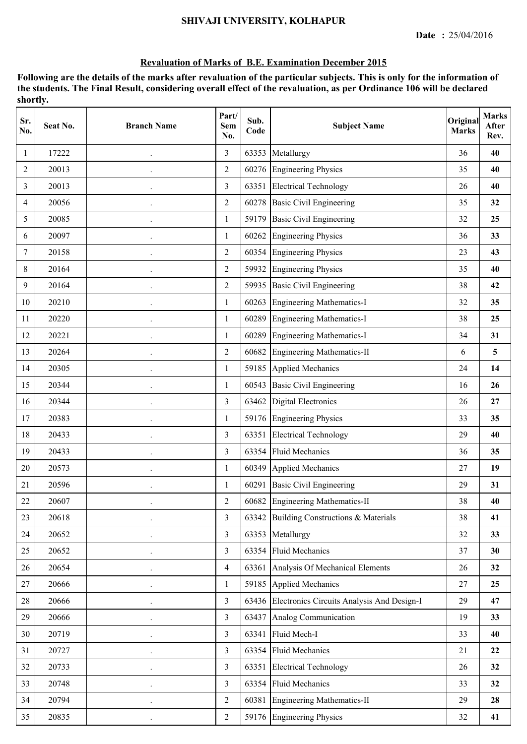# SHIVAJI UNIVERSITY, KOLHAPUR

**Date :** 25/04/2016

## Revaluation of Marks of B.E. Examination December 2015

**Following are the details of the marks after revaluation of the particular subjects. This is only for the information of the students. The Final Result, considering overall effect of the revaluation, as per Ordinance 106 will be declared shortly.**

| Sr. No. | Seat No. | Branch Name | Part/ Sem No. | Sub. Code | Subject Name | Original Marks | Marks After Rev. |
|---|---|---|---|---|---|---|---|
| 1 | 17222 | . | 3 | 63353 | Metallurgy | 36 | **40** |
| 2 | 20013 | . | 2 | 60276 | Engineering Physics | 35 | **40** |
| 3 | 20013 | . | 3 | 63351 | Electrical Technology | 26 | **40** |
| 4 | 20056 | . | 2 | 60278 | Basic Civil Engineering | 35 | **32** |
| 5 | 20085 | . | 1 | 59179 | Basic Civil Engineering | 32 | **25** |
| 6 | 20097 | . | 1 | 60262 | Engineering Physics | 36 | **33** |
| 7 | 20158 | . | 2 | 60354 | Engineering Physics | 23 | **43** |
| 8 | 20164 | . | 2 | 59932 | Engineering Physics | 35 | **40** |
| 9 | 20164 | . | 2 | 59935 | Basic Civil Engineering | 38 | **42** |
| 10 | 20210 | . | 1 | 60263 | Engineering Mathematics-I | 32 | **35** |
| 11 | 20220 | . | 1 | 60289 | Engineering Mathematics-I | 38 | **25** |
| 12 | 20221 | . | 1 | 60289 | Engineering Mathematics-I | 34 | **31** |
| 13 | 20264 | . | 2 | 60682 | Engineering Mathematics-II | 6 | **5** |
| 14 | 20305 | . | 1 | 59185 | Applied Mechanics | 24 | **14** |
| 15 | 20344 | . | 1 | 60543 | Basic Civil Engineering | 16 | **26** |
| 16 | 20344 | . | 3 | 63462 | Digital Electronics | 26 | **27** |
| 17 | 20383 | . | 1 | 59176 | Engineering Physics | 33 | **35** |
| 18 | 20433 | . | 3 | 63351 | Electrical Technology | 29 | **40** |
| 19 | 20433 | . | 3 | 63354 | Fluid Mechanics | 36 | **35** |
| 20 | 20573 | . | 1 | 60349 | Applied Mechanics | 27 | **19** |
| 21 | 20596 | . | 1 | 60291 | Basic Civil Engineering | 29 | **31** |
| 22 | 20607 | . | 2 | 60682 | Engineering Mathematics-II | 38 | **40** |
| 23 | 20618 | . | 3 | 63342 | Building Constructions & Materials | 38 | **41** |
| 24 | 20652 | . | 3 | 63353 | Metallurgy | 32 | **33** |
| 25 | 20652 | . | 3 | 63354 | Fluid Mechanics | 37 | **30** |
| 26 | 20654 | . | 4 | 63361 | Analysis Of Mechanical Elements | 26 | **32** |
| 27 | 20666 | . | 1 | 59185 | Applied Mechanics | 27 | **25** |
| 28 | 20666 | . | 3 | 63436 | Electronics Circuits Analysis And Design-I | 29 | **47** |
| 29 | 20666 | . | 3 | 63437 | Analog Communication | 19 | **33** |
| 30 | 20719 | . | 3 | 63341 | Fluid Mech-I | 33 | **40** |
| 31 | 20727 | . | 3 | 63354 | Fluid Mechanics | 21 | **22** |
| 32 | 20733 | . | 3 | 63351 | Electrical Technology | 26 | **32** |
| 33 | 20748 | . | 3 | 63354 | Fluid Mechanics | 33 | **32** |
| 34 | 20794 | . | 2 | 60381 | Engineering Mathematics-II | 29 | **28** |
| 35 | 20835 | . | 2 | 59176 | Engineering Physics | 32 | **41** |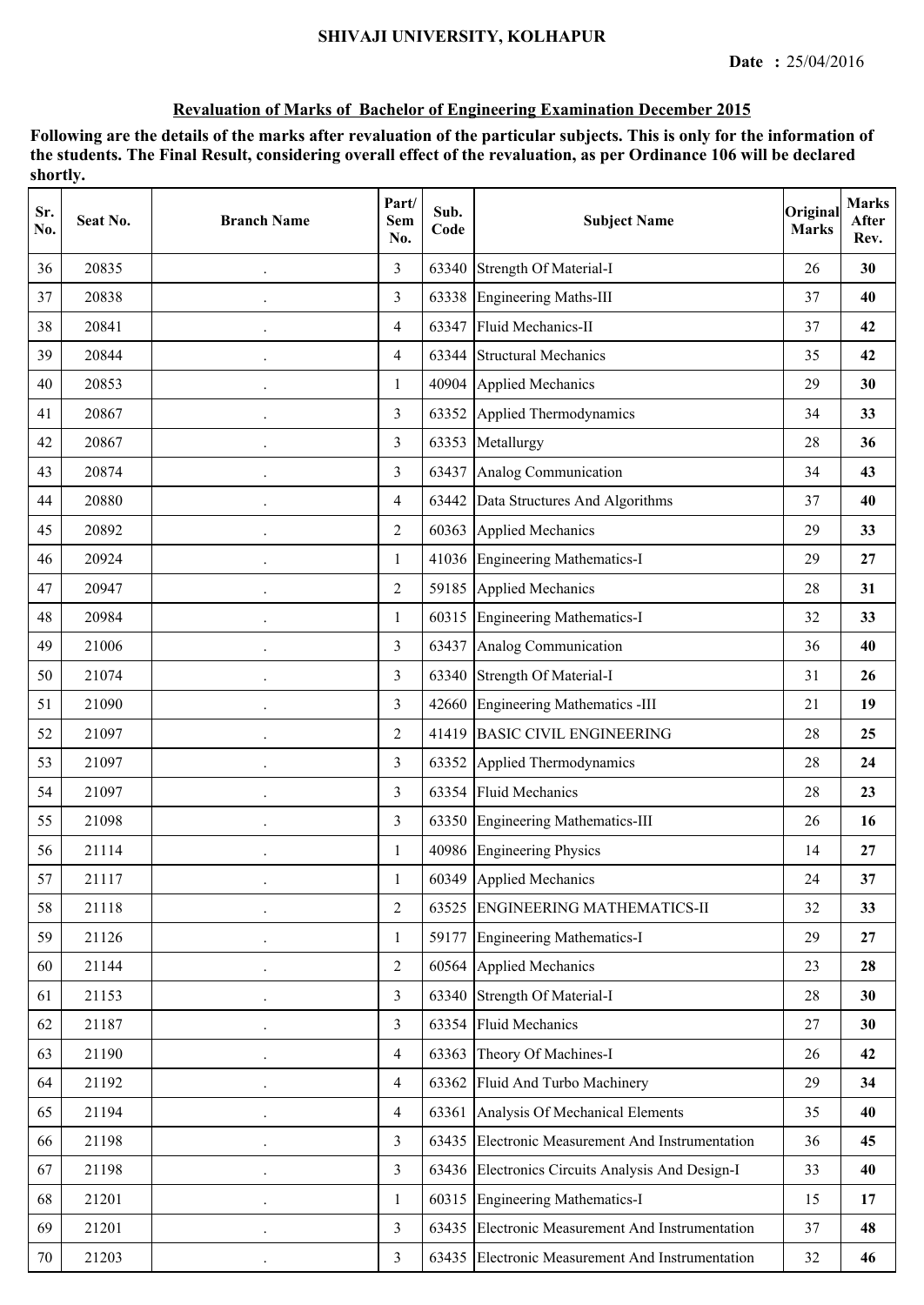# SHIVAJI UNIVERSITY, KOLHAPUR

**Date :** 25/04/2016

## Revaluation of Marks of Bachelor of Engineering Examination December 2015

**Following are the details of the marks after revaluation of the particular subjects. This is only for the information of the students. The Final Result, considering overall effect of the revaluation, as per Ordinance 106 will be declared shortly.**

| Sr. No. | Seat No. | Branch Name | Part/ Sem No. | Sub. Code | Subject Name | Original Marks | Marks After Rev. |
|---|---|---|---|---|---|---|---|
| 36 | 20835 | . | 3 | 63340 | Strength Of Material-I | 26 | **30** |
| 37 | 20838 | . | 3 | 63338 | Engineering Maths-III | 37 | **40** |
| 38 | 20841 | . | 4 | 63347 | Fluid Mechanics-II | 37 | **42** |
| 39 | 20844 | . | 4 | 63344 | Structural Mechanics | 35 | **42** |
| 40 | 20853 | . | 1 | 40904 | Applied Mechanics | 29 | **30** |
| 41 | 20867 | . | 3 | 63352 | Applied Thermodynamics | 34 | **33** |
| 42 | 20867 | . | 3 | 63353 | Metallurgy | 28 | **36** |
| 43 | 20874 | . | 3 | 63437 | Analog Communication | 34 | **43** |
| 44 | 20880 | . | 4 | 63442 | Data Structures And Algorithms | 37 | **40** |
| 45 | 20892 | . | 2 | 60363 | Applied Mechanics | 29 | **33** |
| 46 | 20924 | . | 1 | 41036 | Engineering Mathematics-I | 29 | **27** |
| 47 | 20947 | . | 2 | 59185 | Applied Mechanics | 28 | **31** |
| 48 | 20984 | . | 1 | 60315 | Engineering Mathematics-I | 32 | **33** |
| 49 | 21006 | . | 3 | 63437 | Analog Communication | 36 | **40** |
| 50 | 21074 | . | 3 | 63340 | Strength Of Material-I | 31 | **26** |
| 51 | 21090 | . | 3 | 42660 | Engineering Mathematics -III | 21 | **19** |
| 52 | 21097 | . | 2 | 41419 | BASIC CIVIL ENGINEERING | 28 | **25** |
| 53 | 21097 | . | 3 | 63352 | Applied Thermodynamics | 28 | **24** |
| 54 | 21097 | . | 3 | 63354 | Fluid Mechanics | 28 | **23** |
| 55 | 21098 | . | 3 | 63350 | Engineering Mathematics-III | 26 | **16** |
| 56 | 21114 | . | 1 | 40986 | Engineering Physics | 14 | **27** |
| 57 | 21117 | . | 1 | 60349 | Applied Mechanics | 24 | **37** |
| 58 | 21118 | . | 2 | 63525 | ENGINEERING MATHEMATICS-II | 32 | **33** |
| 59 | 21126 | . | 1 | 59177 | Engineering Mathematics-I | 29 | **27** |
| 60 | 21144 | . | 2 | 60564 | Applied Mechanics | 23 | **28** |
| 61 | 21153 | . | 3 | 63340 | Strength Of Material-I | 28 | **30** |
| 62 | 21187 | . | 3 | 63354 | Fluid Mechanics | 27 | **30** |
| 63 | 21190 | . | 4 | 63363 | Theory Of Machines-I | 26 | **42** |
| 64 | 21192 | . | 4 | 63362 | Fluid And Turbo Machinery | 29 | **34** |
| 65 | 21194 | . | 4 | 63361 | Analysis Of Mechanical Elements | 35 | **40** |
| 66 | 21198 | . | 3 | 63435 | Electronic Measurement And Instrumentation | 36 | **45** |
| 67 | 21198 | . | 3 | 63436 | Electronics Circuits Analysis And Design-I | 33 | **40** |
| 68 | 21201 | . | 1 | 60315 | Engineering Mathematics-I | 15 | **17** |
| 69 | 21201 | . | 3 | 63435 | Electronic Measurement And Instrumentation | 37 | **48** |
| 70 | 21203 | . | 3 | 63435 | Electronic Measurement And Instrumentation | 32 | **46** |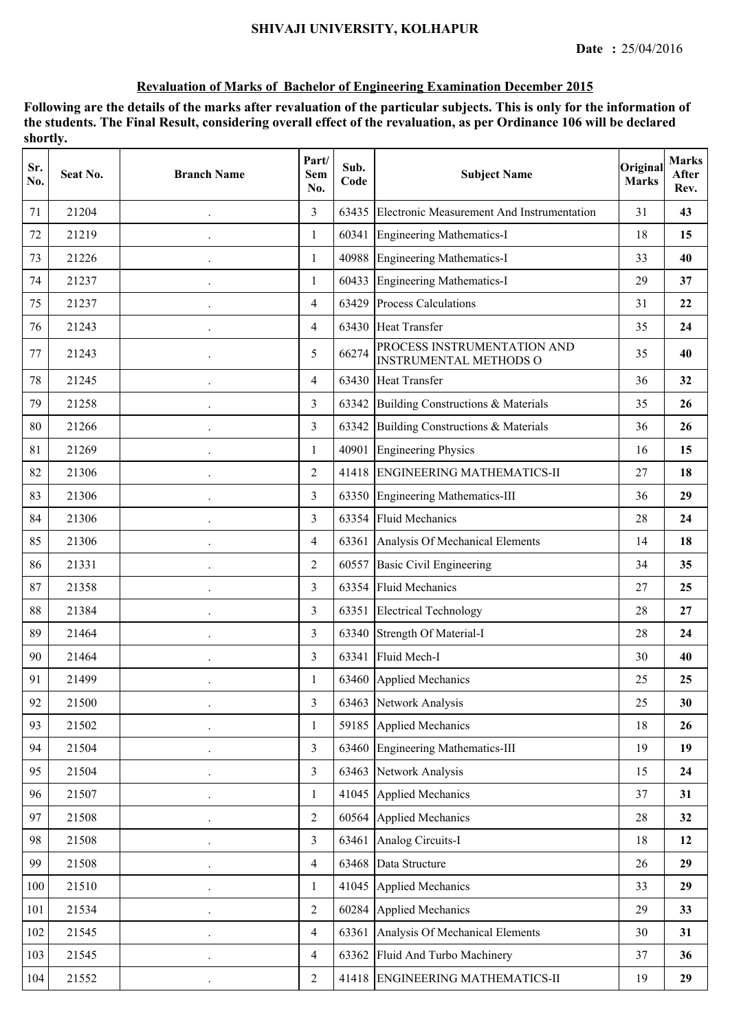**SHIVAJI UNIVERSITY, KOLHAPUR**

**Date :** 25/04/2016

**Revaluation of Marks of Bachelor of Engineering Examination December 2015**

**Following are the details of the marks after revaluation of the particular subjects. This is only for the information of the students. The Final Result, considering overall effect of the revaluation, as per Ordinance 106 will be declared shortly.**

| Sr. No. | Seat No. | Branch Name | Part/ Sem No. | Sub. Code | Subject Name | Original Marks | Marks After Rev. |
|---|---|---|---|---|---|---|---|
| 71 | 21204 | . | 3 | 63435 | Electronic Measurement And Instrumentation | 31 | **43** |
| 72 | 21219 | . | 1 | 60341 | Engineering Mathematics-I | 18 | **15** |
| 73 | 21226 | . | 1 | 40988 | Engineering Mathematics-I | 33 | **40** |
| 74 | 21237 | . | 1 | 60433 | Engineering Mathematics-I | 29 | **37** |
| 75 | 21237 | . | 4 | 63429 | Process Calculations | 31 | **22** |
| 76 | 21243 | . | 4 | 63430 | Heat Transfer | 35 | **24** |
| 77 | 21243 | . | 5 | 66274 | PROCESS INSTRUMENTATION AND INSTRUMENTAL METHODS O | 35 | **40** |
| 78 | 21245 | . | 4 | 63430 | Heat Transfer | 36 | **32** |
| 79 | 21258 | . | 3 | 63342 | Building Constructions & Materials | 35 | **26** |
| 80 | 21266 | . | 3 | 63342 | Building Constructions & Materials | 36 | **26** |
| 81 | 21269 | . | 1 | 40901 | Engineering Physics | 16 | **15** |
| 82 | 21306 | . | 2 | 41418 | ENGINEERING MATHEMATICS-II | 27 | **18** |
| 83 | 21306 | . | 3 | 63350 | Engineering Mathematics-III | 36 | **29** |
| 84 | 21306 | . | 3 | 63354 | Fluid Mechanics | 28 | **24** |
| 85 | 21306 | . | 4 | 63361 | Analysis Of Mechanical Elements | 14 | **18** |
| 86 | 21331 | . | 2 | 60557 | Basic Civil Engineering | 34 | **35** |
| 87 | 21358 | . | 3 | 63354 | Fluid Mechanics | 27 | **25** |
| 88 | 21384 | . | 3 | 63351 | Electrical Technology | 28 | **27** |
| 89 | 21464 | . | 3 | 63340 | Strength Of Material-I | 28 | **24** |
| 90 | 21464 | . | 3 | 63341 | Fluid Mech-I | 30 | **40** |
| 91 | 21499 | . | 1 | 63460 | Applied Mechanics | 25 | **25** |
| 92 | 21500 | . | 3 | 63463 | Network Analysis | 25 | **30** |
| 93 | 21502 | . | 1 | 59185 | Applied Mechanics | 18 | **26** |
| 94 | 21504 | . | 3 | 63460 | Engineering Mathematics-III | 19 | **19** |
| 95 | 21504 | . | 3 | 63463 | Network Analysis | 15 | **24** |
| 96 | 21507 | . | 1 | 41045 | Applied Mechanics | 37 | **31** |
| 97 | 21508 | . | 2 | 60564 | Applied Mechanics | 28 | **32** |
| 98 | 21508 | . | 3 | 63461 | Analog Circuits-I | 18 | **12** |
| 99 | 21508 | . | 4 | 63468 | Data Structure | 26 | **29** |
| 100 | 21510 | . | 1 | 41045 | Applied Mechanics | 33 | **29** |
| 101 | 21534 | . | 2 | 60284 | Applied Mechanics | 29 | **33** |
| 102 | 21545 | . | 4 | 63361 | Analysis Of Mechanical Elements | 30 | **31** |
| 103 | 21545 | . | 4 | 63362 | Fluid And Turbo Machinery | 37 | **36** |
| 104 | 21552 | . | 2 | 41418 | ENGINEERING MATHEMATICS-II | 19 | **29** |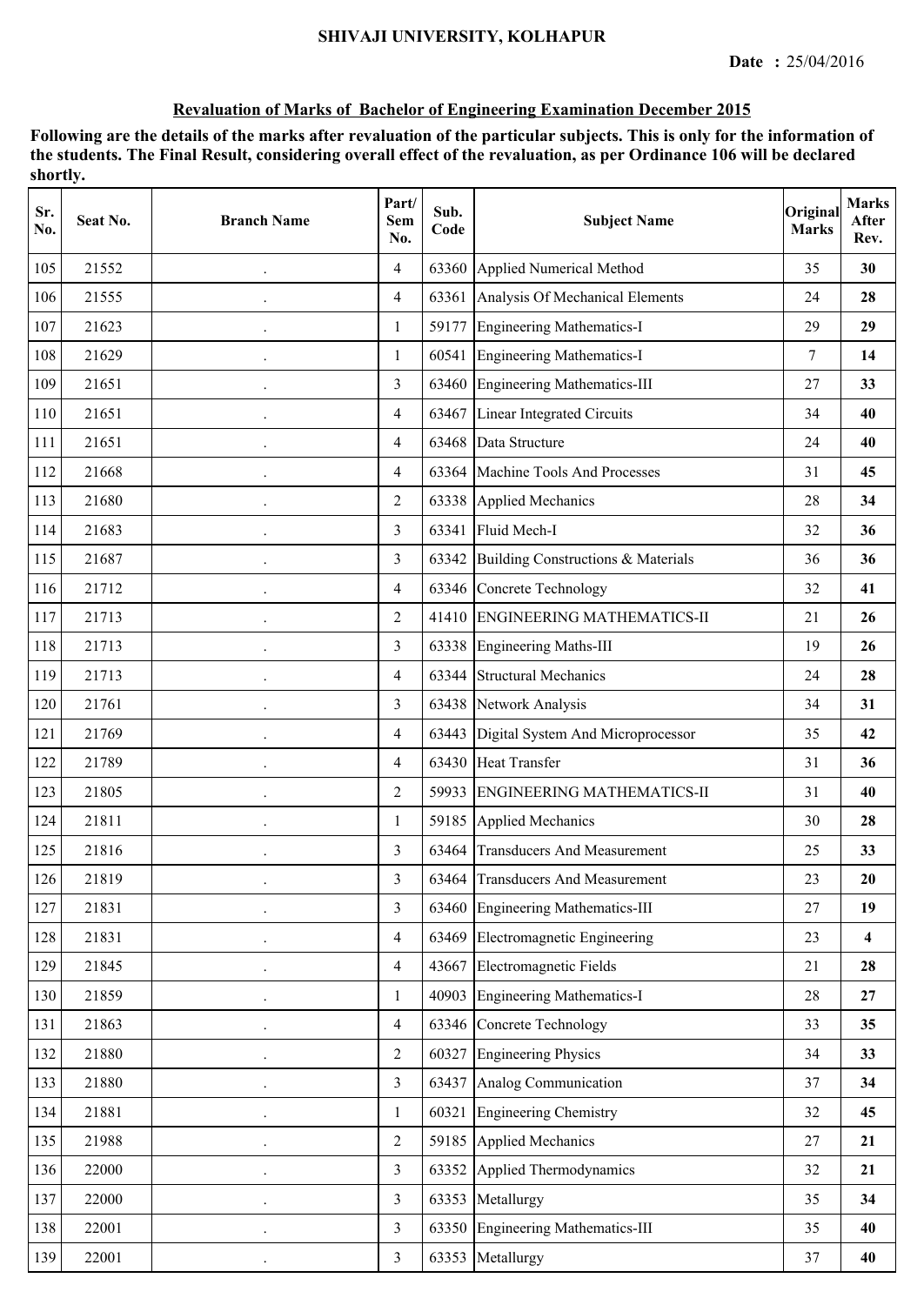SHIVAJI UNIVERSITY, KOLHAPUR

**Date :** 25/04/2016

**Revaluation of Marks of Bachelor of Engineering Examination December 2015**

**Following are the details of the marks after revaluation of the particular subjects. This is only for the information of the students. The Final Result, considering overall effect of the revaluation, as per Ordinance 106 will be declared shortly.**

| Sr. No. | Seat No. | Branch Name | Part/ Sem No. | Sub. Code | Subject Name | Original Marks | Marks After Rev. |
|---|---|---|---|---|---|---|---|
| 105 | 21552 | . | 4 | 63360 | Applied Numerical Method | 35 | **30** |
| 106 | 21555 | . | 4 | 63361 | Analysis Of Mechanical Elements | 24 | **28** |
| 107 | 21623 | . | 1 | 59177 | Engineering Mathematics-I | 29 | **29** |
| 108 | 21629 | . | 1 | 60541 | Engineering Mathematics-I | 7 | **14** |
| 109 | 21651 | . | 3 | 63460 | Engineering Mathematics-III | 27 | **33** |
| 110 | 21651 | . | 4 | 63467 | Linear Integrated Circuits | 34 | **40** |
| 111 | 21651 | . | 4 | 63468 | Data Structure | 24 | **40** |
| 112 | 21668 | . | 4 | 63364 | Machine Tools And Processes | 31 | **45** |
| 113 | 21680 | . | 2 | 63338 | Applied Mechanics | 28 | **34** |
| 114 | 21683 | . | 3 | 63341 | Fluid Mech-I | 32 | **36** |
| 115 | 21687 | . | 3 | 63342 | Building Constructions & Materials | 36 | **36** |
| 116 | 21712 | . | 4 | 63346 | Concrete Technology | 32 | **41** |
| 117 | 21713 | . | 2 | 41410 | ENGINEERING MATHEMATICS-II | 21 | **26** |
| 118 | 21713 | . | 3 | 63338 | Engineering Maths-III | 19 | **26** |
| 119 | 21713 | . | 4 | 63344 | Structural Mechanics | 24 | **28** |
| 120 | 21761 | . | 3 | 63438 | Network Analysis | 34 | **31** |
| 121 | 21769 | . | 4 | 63443 | Digital System And Microprocessor | 35 | **42** |
| 122 | 21789 | . | 4 | 63430 | Heat Transfer | 31 | **36** |
| 123 | 21805 | . | 2 | 59933 | ENGINEERING MATHEMATICS-II | 31 | **40** |
| 124 | 21811 | . | 1 | 59185 | Applied Mechanics | 30 | **28** |
| 125 | 21816 | . | 3 | 63464 | Transducers And Measurement | 25 | **33** |
| 126 | 21819 | . | 3 | 63464 | Transducers And Measurement | 23 | **20** |
| 127 | 21831 | . | 3 | 63460 | Engineering Mathematics-III | 27 | **19** |
| 128 | 21831 | . | 4 | 63469 | Electromagnetic Engineering | 23 | **4** |
| 129 | 21845 | . | 4 | 43667 | Electromagnetic Fields | 21 | **28** |
| 130 | 21859 | . | 1 | 40903 | Engineering Mathematics-I | 28 | **27** |
| 131 | 21863 | . | 4 | 63346 | Concrete Technology | 33 | **35** |
| 132 | 21880 | . | 2 | 60327 | Engineering Physics | 34 | **33** |
| 133 | 21880 | . | 3 | 63437 | Analog Communication | 37 | **34** |
| 134 | 21881 | . | 1 | 60321 | Engineering Chemistry | 32 | **45** |
| 135 | 21988 | . | 2 | 59185 | Applied Mechanics | 27 | **21** |
| 136 | 22000 | . | 3 | 63352 | Applied Thermodynamics | 32 | **21** |
| 137 | 22000 | . | 3 | 63353 | Metallurgy | 35 | **34** |
| 138 | 22001 | . | 3 | 63350 | Engineering Mathematics-III | 35 | **40** |
| 139 | 22001 | . | 3 | 63353 | Metallurgy | 37 | **40** |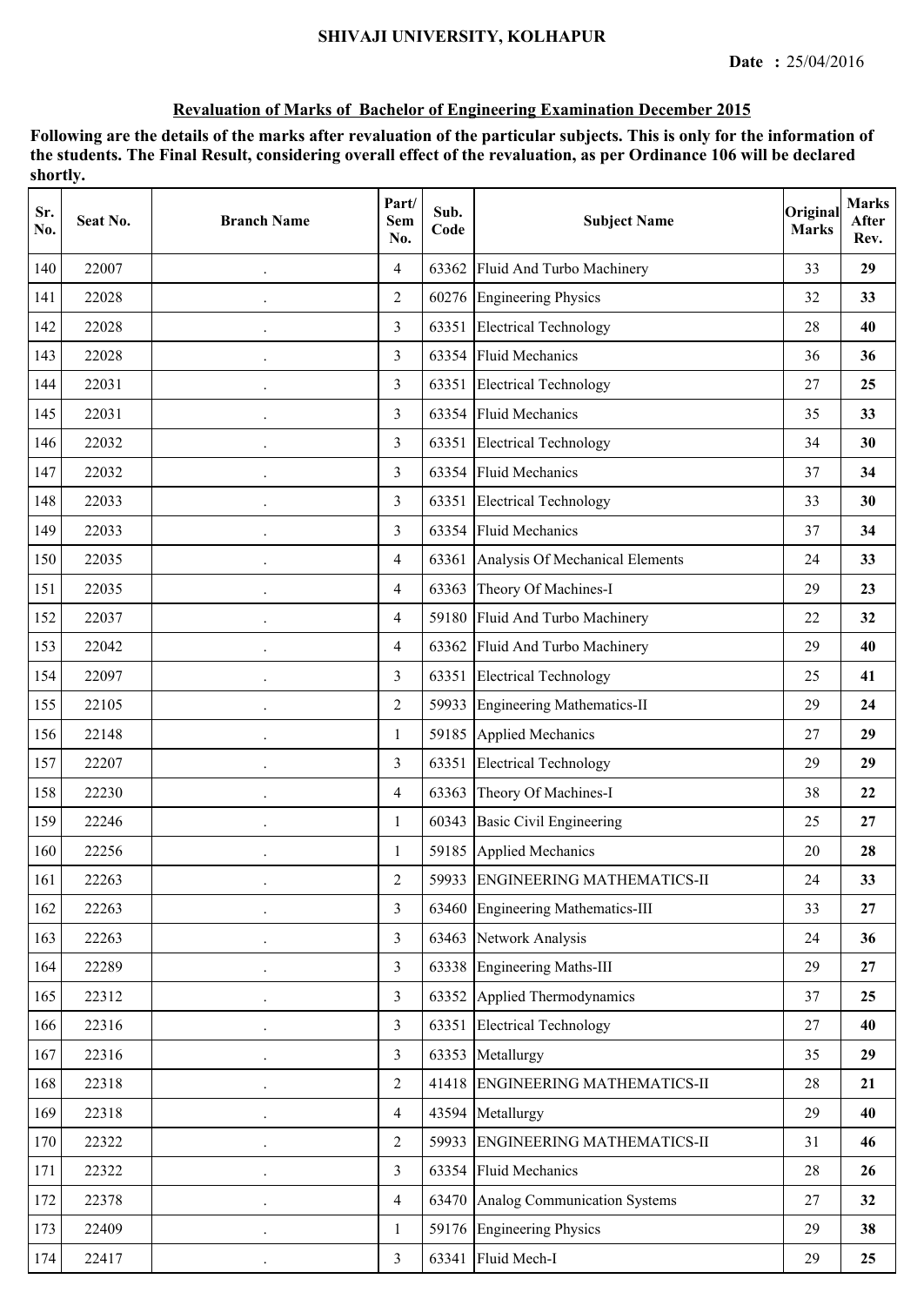SHIVAJI UNIVERSITY, KOLHAPUR

**Date :** 25/04/2016

## Revaluation of Marks of Bachelor of Engineering Examination December 2015

**Following are the details of the marks after revaluation of the particular subjects. This is only for the information of the students. The Final Result, considering overall effect of the revaluation, as per Ordinance 106 will be declared shortly.**

| Sr. No. | Seat No. | Branch Name | Part/ Sem No. | Sub. Code | Subject Name | Original Marks | Marks After Rev. |
|---|---|---|---|---|---|---|---|
| 140 | 22007 | . | 4 | 63362 | Fluid And Turbo Machinery | 33 | **29** |
| 141 | 22028 | . | 2 | 60276 | Engineering Physics | 32 | **33** |
| 142 | 22028 | . | 3 | 63351 | Electrical Technology | 28 | **40** |
| 143 | 22028 | . | 3 | 63354 | Fluid Mechanics | 36 | **36** |
| 144 | 22031 | . | 3 | 63351 | Electrical Technology | 27 | **25** |
| 145 | 22031 | . | 3 | 63354 | Fluid Mechanics | 35 | **33** |
| 146 | 22032 | . | 3 | 63351 | Electrical Technology | 34 | **30** |
| 147 | 22032 | . | 3 | 63354 | Fluid Mechanics | 37 | **34** |
| 148 | 22033 | . | 3 | 63351 | Electrical Technology | 33 | **30** |
| 149 | 22033 | . | 3 | 63354 | Fluid Mechanics | 37 | **34** |
| 150 | 22035 | . | 4 | 63361 | Analysis Of Mechanical Elements | 24 | **33** |
| 151 | 22035 | . | 4 | 63363 | Theory Of Machines-I | 29 | **23** |
| 152 | 22037 | . | 4 | 59180 | Fluid And Turbo Machinery | 22 | **32** |
| 153 | 22042 | . | 4 | 63362 | Fluid And Turbo Machinery | 29 | **40** |
| 154 | 22097 | . | 3 | 63351 | Electrical Technology | 25 | **41** |
| 155 | 22105 | . | 2 | 59933 | Engineering Mathematics-II | 29 | **24** |
| 156 | 22148 | . | 1 | 59185 | Applied Mechanics | 27 | **29** |
| 157 | 22207 | . | 3 | 63351 | Electrical Technology | 29 | **29** |
| 158 | 22230 | . | 4 | 63363 | Theory Of Machines-I | 38 | **22** |
| 159 | 22246 | . | 1 | 60343 | Basic Civil Engineering | 25 | **27** |
| 160 | 22256 | . | 1 | 59185 | Applied Mechanics | 20 | **28** |
| 161 | 22263 | . | 2 | 59933 | ENGINEERING MATHEMATICS-II | 24 | **33** |
| 162 | 22263 | . | 3 | 63460 | Engineering Mathematics-III | 33 | **27** |
| 163 | 22263 | . | 3 | 63463 | Network Analysis | 24 | **36** |
| 164 | 22289 | . | 3 | 63338 | Engineering Maths-III | 29 | **27** |
| 165 | 22312 | . | 3 | 63352 | Applied Thermodynamics | 37 | **25** |
| 166 | 22316 | . | 3 | 63351 | Electrical Technology | 27 | **40** |
| 167 | 22316 | . | 3 | 63353 | Metallurgy | 35 | **29** |
| 168 | 22318 | . | 2 | 41418 | ENGINEERING MATHEMATICS-II | 28 | **21** |
| 169 | 22318 | . | 4 | 43594 | Metallurgy | 29 | **40** |
| 170 | 22322 | . | 2 | 59933 | ENGINEERING MATHEMATICS-II | 31 | **46** |
| 171 | 22322 | . | 3 | 63354 | Fluid Mechanics | 28 | **26** |
| 172 | 22378 | . | 4 | 63470 | Analog Communication Systems | 27 | **32** |
| 173 | 22409 | . | 1 | 59176 | Engineering Physics | 29 | **38** |
| 174 | 22417 | . | 3 | 63341 | Fluid Mech-I | 29 | **25** |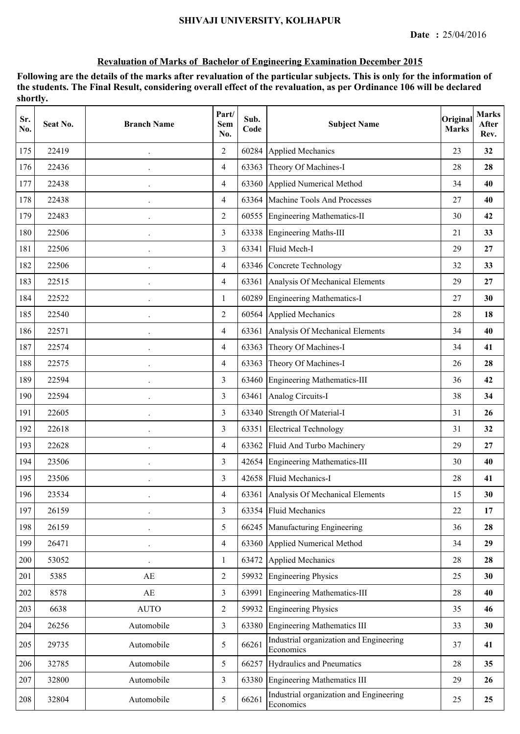SHIVAJI UNIVERSITY, KOLHAPUR

**Date :** 25/04/2016

## Revaluation of Marks of Bachelor of Engineering Examination December 2015

**Following are the details of the marks after revaluation of the particular subjects. This is only for the information of the students. The Final Result, considering overall effect of the revaluation, as per Ordinance 106 will be declared shortly.**

| Sr. No. | Seat No. | Branch Name | Part/ Sem No. | Sub. Code | Subject Name | Original Marks | Marks After Rev. |
|---|---|---|---|---|---|---|---|
| 175 | 22419 | . | 2 | 60284 | Applied Mechanics | 23 | **32** |
| 176 | 22436 | . | 4 | 63363 | Theory Of Machines-I | 28 | **28** |
| 177 | 22438 | . | 4 | 63360 | Applied Numerical Method | 34 | **40** |
| 178 | 22438 | . | 4 | 63364 | Machine Tools And Processes | 27 | **40** |
| 179 | 22483 | . | 2 | 60555 | Engineering Mathematics-II | 30 | **42** |
| 180 | 22506 | . | 3 | 63338 | Engineering Maths-III | 21 | **33** |
| 181 | 22506 | . | 3 | 63341 | Fluid Mech-I | 29 | **27** |
| 182 | 22506 | . | 4 | 63346 | Concrete Technology | 32 | **33** |
| 183 | 22515 | . | 4 | 63361 | Analysis Of Mechanical Elements | 29 | **27** |
| 184 | 22522 | . | 1 | 60289 | Engineering Mathematics-I | 27 | **30** |
| 185 | 22540 | . | 2 | 60564 | Applied Mechanics | 28 | **18** |
| 186 | 22571 | . | 4 | 63361 | Analysis Of Mechanical Elements | 34 | **40** |
| 187 | 22574 | . | 4 | 63363 | Theory Of Machines-I | 34 | **41** |
| 188 | 22575 | . | 4 | 63363 | Theory Of Machines-I | 26 | **28** |
| 189 | 22594 | . | 3 | 63460 | Engineering Mathematics-III | 36 | **42** |
| 190 | 22594 | . | 3 | 63461 | Analog Circuits-I | 38 | **34** |
| 191 | 22605 | . | 3 | 63340 | Strength Of Material-I | 31 | **26** |
| 192 | 22618 | . | 3 | 63351 | Electrical Technology | 31 | **32** |
| 193 | 22628 | . | 4 | 63362 | Fluid And Turbo Machinery | 29 | **27** |
| 194 | 23506 | . | 3 | 42654 | Engineering Mathematics-III | 30 | **40** |
| 195 | 23506 | . | 3 | 42658 | Fluid Mechanics-I | 28 | **41** |
| 196 | 23534 | . | 4 | 63361 | Analysis Of Mechanical Elements | 15 | **30** |
| 197 | 26159 | . | 3 | 63354 | Fluid Mechanics | 22 | **17** |
| 198 | 26159 | . | 5 | 66245 | Manufacturing Engineering | 36 | **28** |
| 199 | 26471 | . | 4 | 63360 | Applied Numerical Method | 34 | **29** |
| 200 | 53052 | . | 1 | 63472 | Applied Mechanics | 28 | **28** |
| 201 | 5385 | AE | 2 | 59932 | Engineering Physics | 25 | **30** |
| 202 | 8578 | AE | 3 | 63991 | Engineering Mathematics-III | 28 | **40** |
| 203 | 6638 | AUTO | 2 | 59932 | Engineering Physics | 35 | **46** |
| 204 | 26256 | Automobile | 3 | 63380 | Engineering Mathematics III | 33 | **30** |
| 205 | 29735 | Automobile | 5 | 66261 | Industrial organization and Engineering Economics | 37 | **41** |
| 206 | 32785 | Automobile | 5 | 66257 | Hydraulics and Pneumatics | 28 | **35** |
| 207 | 32800 | Automobile | 3 | 63380 | Engineering Mathematics III | 29 | **26** |
| 208 | 32804 | Automobile | 5 | 66261 | Industrial organization and Engineering Economics | 25 | **25** |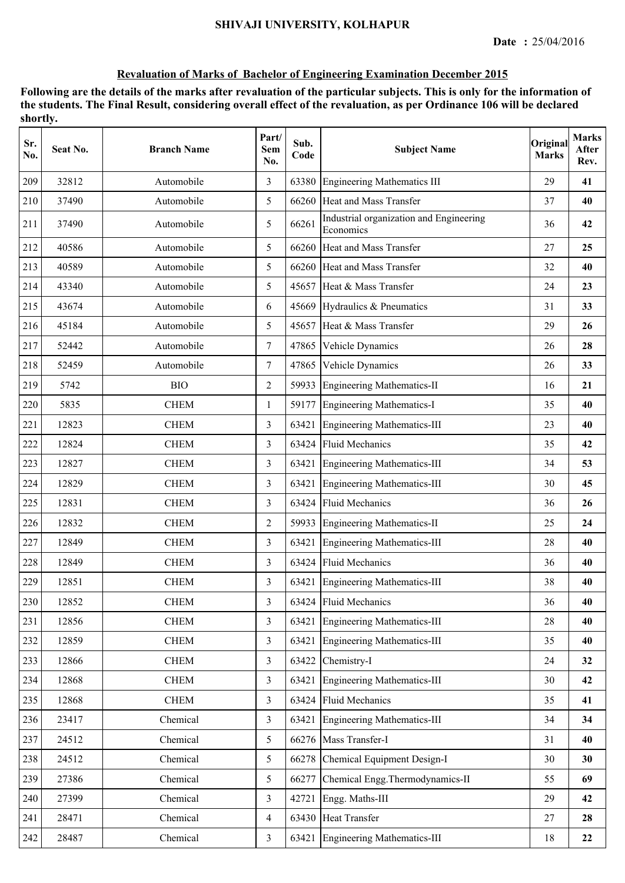SHIVAJI UNIVERSITY, KOLHAPUR

**Date : 25/04/2016**

**Revaluation of Marks of Bachelor of Engineering Examination December 2015**

**Following are the details of the marks after revaluation of the particular subjects. This is only for the information of the students. The Final Result, considering overall effect of the revaluation, as per Ordinance 106 will be declared shortly.**

| Sr. No. | Seat No. | Branch Name | Part/ Sem No. | Sub. Code | Subject Name | Original Marks | Marks After Rev. |
|---|---|---|---|---|---|---|---|
| 209 | 32812 | Automobile | 3 | 63380 | Engineering Mathematics III | 29 | **41** |
| 210 | 37490 | Automobile | 5 | 66260 | Heat and Mass Transfer | 37 | **40** |
| 211 | 37490 | Automobile | 5 | 66261 | Industrial organization and Engineering Economics | 36 | **42** |
| 212 | 40586 | Automobile | 5 | 66260 | Heat and Mass Transfer | 27 | **25** |
| 213 | 40589 | Automobile | 5 | 66260 | Heat and Mass Transfer | 32 | **40** |
| 214 | 43340 | Automobile | 5 | 45657 | Heat & Mass Transfer | 24 | **23** |
| 215 | 43674 | Automobile | 6 | 45669 | Hydraulics & Pneumatics | 31 | **33** |
| 216 | 45184 | Automobile | 5 | 45657 | Heat & Mass Transfer | 29 | **26** |
| 217 | 52442 | Automobile | 7 | 47865 | Vehicle Dynamics | 26 | **28** |
| 218 | 52459 | Automobile | 7 | 47865 | Vehicle Dynamics | 26 | **33** |
| 219 | 5742 | BIO | 2 | 59933 | Engineering Mathematics-II | 16 | **21** |
| 220 | 5835 | CHEM | 1 | 59177 | Engineering Mathematics-I | 35 | **40** |
| 221 | 12823 | CHEM | 3 | 63421 | Engineering Mathematics-III | 23 | **40** |
| 222 | 12824 | CHEM | 3 | 63424 | Fluid Mechanics | 35 | **42** |
| 223 | 12827 | CHEM | 3 | 63421 | Engineering Mathematics-III | 34 | **53** |
| 224 | 12829 | CHEM | 3 | 63421 | Engineering Mathematics-III | 30 | **45** |
| 225 | 12831 | CHEM | 3 | 63424 | Fluid Mechanics | 36 | **26** |
| 226 | 12832 | CHEM | 2 | 59933 | Engineering Mathematics-II | 25 | **24** |
| 227 | 12849 | CHEM | 3 | 63421 | Engineering Mathematics-III | 28 | **40** |
| 228 | 12849 | CHEM | 3 | 63424 | Fluid Mechanics | 36 | **40** |
| 229 | 12851 | CHEM | 3 | 63421 | Engineering Mathematics-III | 38 | **40** |
| 230 | 12852 | CHEM | 3 | 63424 | Fluid Mechanics | 36 | **40** |
| 231 | 12856 | CHEM | 3 | 63421 | Engineering Mathematics-III | 28 | **40** |
| 232 | 12859 | CHEM | 3 | 63421 | Engineering Mathematics-III | 35 | **40** |
| 233 | 12866 | CHEM | 3 | 63422 | Chemistry-I | 24 | **32** |
| 234 | 12868 | CHEM | 3 | 63421 | Engineering Mathematics-III | 30 | **42** |
| 235 | 12868 | CHEM | 3 | 63424 | Fluid Mechanics | 35 | **41** |
| 236 | 23417 | Chemical | 3 | 63421 | Engineering Mathematics-III | 34 | **34** |
| 237 | 24512 | Chemical | 5 | 66276 | Mass Transfer-I | 31 | **40** |
| 238 | 24512 | Chemical | 5 | 66278 | Chemical Equipment Design-I | 30 | **30** |
| 239 | 27386 | Chemical | 5 | 66277 | Chemical Engg.Thermodynamics-II | 55 | **69** |
| 240 | 27399 | Chemical | 3 | 42721 | Engg. Maths-III | 29 | **42** |
| 241 | 28471 | Chemical | 4 | 63430 | Heat Transfer | 27 | **28** |
| 242 | 28487 | Chemical | 3 | 63421 | Engineering Mathematics-III | 18 | **22** |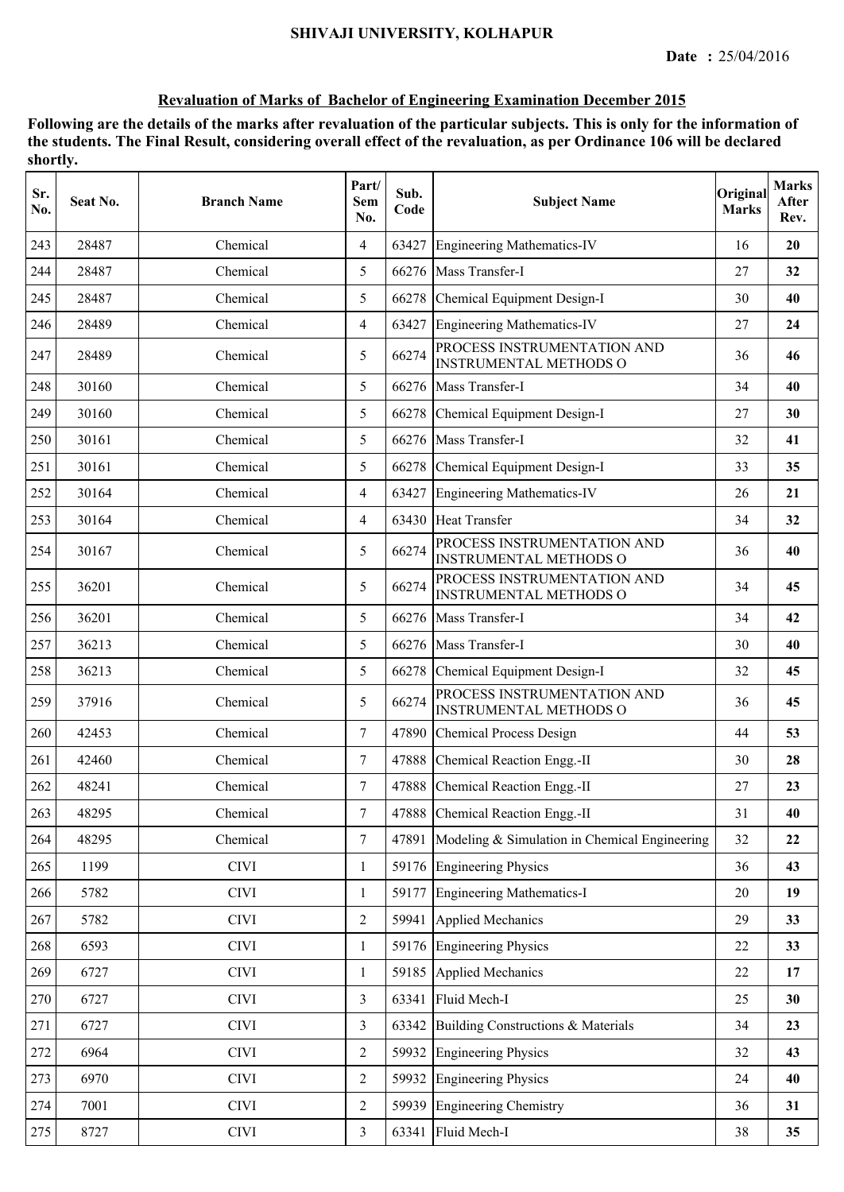**SHIVAJI UNIVERSITY, KOLHAPUR**

**Date : 25/04/2016**

## Revaluation of Marks of Bachelor of Engineering Examination December 2015

**Following are the details of the marks after revaluation of the particular subjects. This is only for the information of the students. The Final Result, considering overall effect of the revaluation, as per Ordinance 106 will be declared shortly.**

| Sr. No. | Seat No. | Branch Name | Part/ Sem No. | Sub. Code | Subject Name | Original Marks | Marks After Rev. |
|---|---|---|---|---|---|---|---|
| 243 | 28487 | Chemical | 4 | 63427 | Engineering Mathematics-IV | 16 | **20** |
| 244 | 28487 | Chemical | 5 | 66276 | Mass Transfer-I | 27 | **32** |
| 245 | 28487 | Chemical | 5 | 66278 | Chemical Equipment Design-I | 30 | **40** |
| 246 | 28489 | Chemical | 4 | 63427 | Engineering Mathematics-IV | 27 | **24** |
| 247 | 28489 | Chemical | 5 | 66274 | PROCESS INSTRUMENTATION AND INSTRUMENTAL METHODS O | 36 | **46** |
| 248 | 30160 | Chemical | 5 | 66276 | Mass Transfer-I | 34 | **40** |
| 249 | 30160 | Chemical | 5 | 66278 | Chemical Equipment Design-I | 27 | **30** |
| 250 | 30161 | Chemical | 5 | 66276 | Mass Transfer-I | 32 | **41** |
| 251 | 30161 | Chemical | 5 | 66278 | Chemical Equipment Design-I | 33 | **35** |
| 252 | 30164 | Chemical | 4 | 63427 | Engineering Mathematics-IV | 26 | **21** |
| 253 | 30164 | Chemical | 4 | 63430 | Heat Transfer | 34 | **32** |
| 254 | 30167 | Chemical | 5 | 66274 | PROCESS INSTRUMENTATION AND INSTRUMENTAL METHODS O | 36 | **40** |
| 255 | 36201 | Chemical | 5 | 66274 | PROCESS INSTRUMENTATION AND INSTRUMENTAL METHODS O | 34 | **45** |
| 256 | 36201 | Chemical | 5 | 66276 | Mass Transfer-I | 34 | **42** |
| 257 | 36213 | Chemical | 5 | 66276 | Mass Transfer-I | 30 | **40** |
| 258 | 36213 | Chemical | 5 | 66278 | Chemical Equipment Design-I | 32 | **45** |
| 259 | 37916 | Chemical | 5 | 66274 | PROCESS INSTRUMENTATION AND INSTRUMENTAL METHODS O | 36 | **45** |
| 260 | 42453 | Chemical | 7 | 47890 | Chemical Process Design | 44 | **53** |
| 261 | 42460 | Chemical | 7 | 47888 | Chemical Reaction Engg.-II | 30 | **28** |
| 262 | 48241 | Chemical | 7 | 47888 | Chemical Reaction Engg.-II | 27 | **23** |
| 263 | 48295 | Chemical | 7 | 47888 | Chemical Reaction Engg.-II | 31 | **40** |
| 264 | 48295 | Chemical | 7 | 47891 | Modeling & Simulation in Chemical Engineering | 32 | **22** |
| 265 | 1199 | CIVI | 1 | 59176 | Engineering Physics | 36 | **43** |
| 266 | 5782 | CIVI | 1 | 59177 | Engineering Mathematics-I | 20 | **19** |
| 267 | 5782 | CIVI | 2 | 59941 | Applied Mechanics | 29 | **33** |
| 268 | 6593 | CIVI | 1 | 59176 | Engineering Physics | 22 | **33** |
| 269 | 6727 | CIVI | 1 | 59185 | Applied Mechanics | 22 | **17** |
| 270 | 6727 | CIVI | 3 | 63341 | Fluid Mech-I | 25 | **30** |
| 271 | 6727 | CIVI | 3 | 63342 | Building Constructions & Materials | 34 | **23** |
| 272 | 6964 | CIVI | 2 | 59932 | Engineering Physics | 32 | **43** |
| 273 | 6970 | CIVI | 2 | 59932 | Engineering Physics | 24 | **40** |
| 274 | 7001 | CIVI | 2 | 59939 | Engineering Chemistry | 36 | **31** |
| 275 | 8727 | CIVI | 3 | 63341 | Fluid Mech-I | 38 | **35** |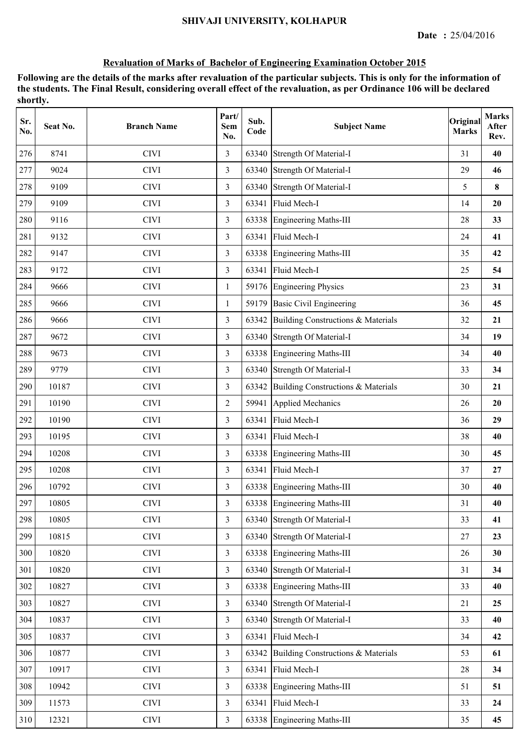# SHIVAJI UNIVERSITY, KOLHAPUR

**Date :** 25/04/2016

## Revaluation of Marks of Bachelor of Engineering Examination October 2015

**Following are the details of the marks after revaluation of the particular subjects. This is only for the information of the students. The Final Result, considering overall effect of the revaluation, as per Ordinance 106 will be declared shortly.**

| Sr. No. | Seat No. | Branch Name | Part/ Sem No. | Sub. Code | Subject Name | Original Marks | Marks After Rev. |
|---|---|---|---|---|---|---|---|
| 276 | 8741 | CIVI | 3 | 63340 | Strength Of Material-I | 31 | **40** |
| 277 | 9024 | CIVI | 3 | 63340 | Strength Of Material-I | 29 | **46** |
| 278 | 9109 | CIVI | 3 | 63340 | Strength Of Material-I | 5 | **8** |
| 279 | 9109 | CIVI | 3 | 63341 | Fluid Mech-I | 14 | **20** |
| 280 | 9116 | CIVI | 3 | 63338 | Engineering Maths-III | 28 | **33** |
| 281 | 9132 | CIVI | 3 | 63341 | Fluid Mech-I | 24 | **41** |
| 282 | 9147 | CIVI | 3 | 63338 | Engineering Maths-III | 35 | **42** |
| 283 | 9172 | CIVI | 3 | 63341 | Fluid Mech-I | 25 | **54** |
| 284 | 9666 | CIVI | 1 | 59176 | Engineering Physics | 23 | **31** |
| 285 | 9666 | CIVI | 1 | 59179 | Basic Civil Engineering | 36 | **45** |
| 286 | 9666 | CIVI | 3 | 63342 | Building Constructions & Materials | 32 | **21** |
| 287 | 9672 | CIVI | 3 | 63340 | Strength Of Material-I | 34 | **19** |
| 288 | 9673 | CIVI | 3 | 63338 | Engineering Maths-III | 34 | **40** |
| 289 | 9779 | CIVI | 3 | 63340 | Strength Of Material-I | 33 | **34** |
| 290 | 10187 | CIVI | 3 | 63342 | Building Constructions & Materials | 30 | **21** |
| 291 | 10190 | CIVI | 2 | 59941 | Applied Mechanics | 26 | **20** |
| 292 | 10190 | CIVI | 3 | 63341 | Fluid Mech-I | 36 | **29** |
| 293 | 10195 | CIVI | 3 | 63341 | Fluid Mech-I | 38 | **40** |
| 294 | 10208 | CIVI | 3 | 63338 | Engineering Maths-III | 30 | **45** |
| 295 | 10208 | CIVI | 3 | 63341 | Fluid Mech-I | 37 | **27** |
| 296 | 10792 | CIVI | 3 | 63338 | Engineering Maths-III | 30 | **40** |
| 297 | 10805 | CIVI | 3 | 63338 | Engineering Maths-III | 31 | **40** |
| 298 | 10805 | CIVI | 3 | 63340 | Strength Of Material-I | 33 | **41** |
| 299 | 10815 | CIVI | 3 | 63340 | Strength Of Material-I | 27 | **23** |
| 300 | 10820 | CIVI | 3 | 63338 | Engineering Maths-III | 26 | **30** |
| 301 | 10820 | CIVI | 3 | 63340 | Strength Of Material-I | 31 | **34** |
| 302 | 10827 | CIVI | 3 | 63338 | Engineering Maths-III | 33 | **40** |
| 303 | 10827 | CIVI | 3 | 63340 | Strength Of Material-I | 21 | **25** |
| 304 | 10837 | CIVI | 3 | 63340 | Strength Of Material-I | 33 | **40** |
| 305 | 10837 | CIVI | 3 | 63341 | Fluid Mech-I | 34 | **42** |
| 306 | 10877 | CIVI | 3 | 63342 | Building Constructions & Materials | 53 | **61** |
| 307 | 10917 | CIVI | 3 | 63341 | Fluid Mech-I | 28 | **34** |
| 308 | 10942 | CIVI | 3 | 63338 | Engineering Maths-III | 51 | **51** |
| 309 | 11573 | CIVI | 3 | 63341 | Fluid Mech-I | 33 | **24** |
| 310 | 12321 | CIVI | 3 | 63338 | Engineering Maths-III | 35 | **45** |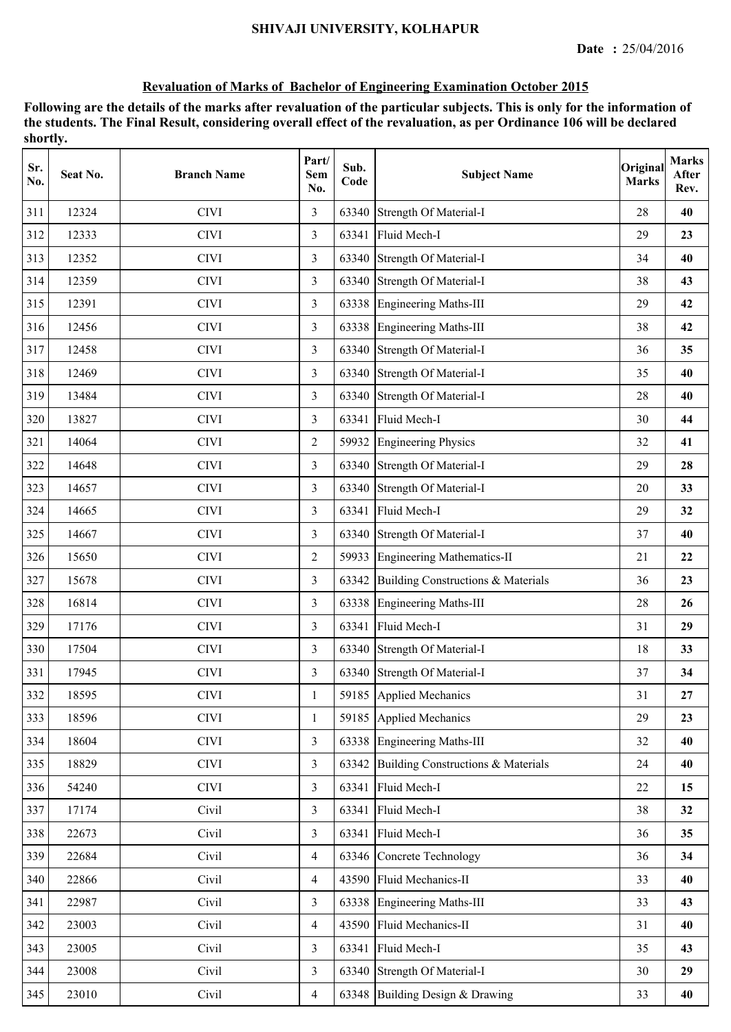# SHIVAJI UNIVERSITY, KOLHAPUR

**Date :** 25/04/2016

## Revaluation of Marks of Bachelor of Engineering Examination October 2015

**Following are the details of the marks after revaluation of the particular subjects. This is only for the information of the students. The Final Result, considering overall effect of the revaluation, as per Ordinance 106 will be declared shortly.**

| Sr. No. | Seat No. | Branch Name | Part/ Sem No. | Sub. Code | Subject Name | Original Marks | Marks After Rev. |
|---|---|---|---|---|---|---|---|
| 311 | 12324 | CIVI | 3 | 63340 | Strength Of Material-I | 28 | **40** |
| 312 | 12333 | CIVI | 3 | 63341 | Fluid Mech-I | 29 | **23** |
| 313 | 12352 | CIVI | 3 | 63340 | Strength Of Material-I | 34 | **40** |
| 314 | 12359 | CIVI | 3 | 63340 | Strength Of Material-I | 38 | **43** |
| 315 | 12391 | CIVI | 3 | 63338 | Engineering Maths-III | 29 | **42** |
| 316 | 12456 | CIVI | 3 | 63338 | Engineering Maths-III | 38 | **42** |
| 317 | 12458 | CIVI | 3 | 63340 | Strength Of Material-I | 36 | **35** |
| 318 | 12469 | CIVI | 3 | 63340 | Strength Of Material-I | 35 | **40** |
| 319 | 13484 | CIVI | 3 | 63340 | Strength Of Material-I | 28 | **40** |
| 320 | 13827 | CIVI | 3 | 63341 | Fluid Mech-I | 30 | **44** |
| 321 | 14064 | CIVI | 2 | 59932 | Engineering Physics | 32 | **41** |
| 322 | 14648 | CIVI | 3 | 63340 | Strength Of Material-I | 29 | **28** |
| 323 | 14657 | CIVI | 3 | 63340 | Strength Of Material-I | 20 | **33** |
| 324 | 14665 | CIVI | 3 | 63341 | Fluid Mech-I | 29 | **32** |
| 325 | 14667 | CIVI | 3 | 63340 | Strength Of Material-I | 37 | **40** |
| 326 | 15650 | CIVI | 2 | 59933 | Engineering Mathematics-II | 21 | **22** |
| 327 | 15678 | CIVI | 3 | 63342 | Building Constructions & Materials | 36 | **23** |
| 328 | 16814 | CIVI | 3 | 63338 | Engineering Maths-III | 28 | **26** |
| 329 | 17176 | CIVI | 3 | 63341 | Fluid Mech-I | 31 | **29** |
| 330 | 17504 | CIVI | 3 | 63340 | Strength Of Material-I | 18 | **33** |
| 331 | 17945 | CIVI | 3 | 63340 | Strength Of Material-I | 37 | **34** |
| 332 | 18595 | CIVI | 1 | 59185 | Applied Mechanics | 31 | **27** |
| 333 | 18596 | CIVI | 1 | 59185 | Applied Mechanics | 29 | **23** |
| 334 | 18604 | CIVI | 3 | 63338 | Engineering Maths-III | 32 | **40** |
| 335 | 18829 | CIVI | 3 | 63342 | Building Constructions & Materials | 24 | **40** |
| 336 | 54240 | CIVI | 3 | 63341 | Fluid Mech-I | 22 | **15** |
| 337 | 17174 | Civil | 3 | 63341 | Fluid Mech-I | 38 | **32** |
| 338 | 22673 | Civil | 3 | 63341 | Fluid Mech-I | 36 | **35** |
| 339 | 22684 | Civil | 4 | 63346 | Concrete Technology | 36 | **34** |
| 340 | 22866 | Civil | 4 | 43590 | Fluid Mechanics-II | 33 | **40** |
| 341 | 22987 | Civil | 3 | 63338 | Engineering Maths-III | 33 | **43** |
| 342 | 23003 | Civil | 4 | 43590 | Fluid Mechanics-II | 31 | **40** |
| 343 | 23005 | Civil | 3 | 63341 | Fluid Mech-I | 35 | **43** |
| 344 | 23008 | Civil | 3 | 63340 | Strength Of Material-I | 30 | **29** |
| 345 | 23010 | Civil | 4 | 63348 | Building Design & Drawing | 33 | **40** |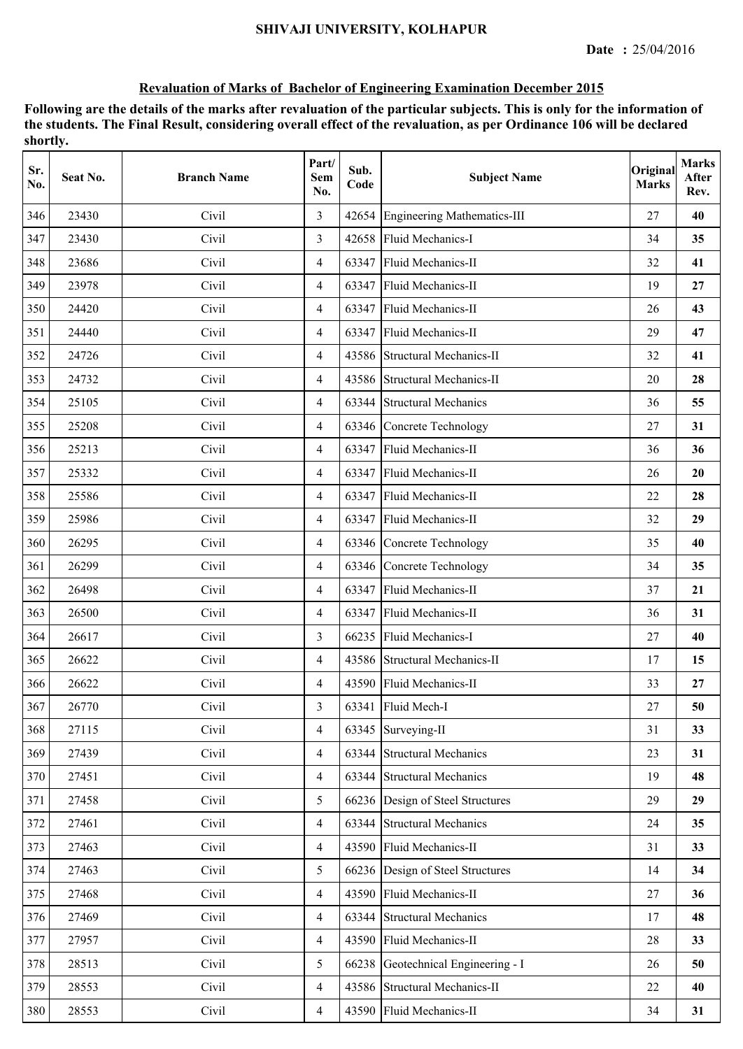SHIVAJI UNIVERSITY, KOLHAPUR

**Date :** 25/04/2016

## Revaluation of Marks of Bachelor of Engineering Examination December 2015

**Following are the details of the marks after revaluation of the particular subjects. This is only for the information of the students. The Final Result, considering overall effect of the revaluation, as per Ordinance 106 will be declared shortly.**

| Sr. No. | Seat No. | Branch Name | Part/ Sem No. | Sub. Code | Subject Name | Original Marks | Marks After Rev. |
|---|---|---|---|---|---|---|---|
| 346 | 23430 | Civil | 3 | 42654 | Engineering Mathematics-III | 27 | **40** |
| 347 | 23430 | Civil | 3 | 42658 | Fluid Mechanics-I | 34 | **35** |
| 348 | 23686 | Civil | 4 | 63347 | Fluid Mechanics-II | 32 | **41** |
| 349 | 23978 | Civil | 4 | 63347 | Fluid Mechanics-II | 19 | **27** |
| 350 | 24420 | Civil | 4 | 63347 | Fluid Mechanics-II | 26 | **43** |
| 351 | 24440 | Civil | 4 | 63347 | Fluid Mechanics-II | 29 | **47** |
| 352 | 24726 | Civil | 4 | 43586 | Structural Mechanics-II | 32 | **41** |
| 353 | 24732 | Civil | 4 | 43586 | Structural Mechanics-II | 20 | **28** |
| 354 | 25105 | Civil | 4 | 63344 | Structural Mechanics | 36 | **55** |
| 355 | 25208 | Civil | 4 | 63346 | Concrete Technology | 27 | **31** |
| 356 | 25213 | Civil | 4 | 63347 | Fluid Mechanics-II | 36 | **36** |
| 357 | 25332 | Civil | 4 | 63347 | Fluid Mechanics-II | 26 | **20** |
| 358 | 25586 | Civil | 4 | 63347 | Fluid Mechanics-II | 22 | **28** |
| 359 | 25986 | Civil | 4 | 63347 | Fluid Mechanics-II | 32 | **29** |
| 360 | 26295 | Civil | 4 | 63346 | Concrete Technology | 35 | **40** |
| 361 | 26299 | Civil | 4 | 63346 | Concrete Technology | 34 | **35** |
| 362 | 26498 | Civil | 4 | 63347 | Fluid Mechanics-II | 37 | **21** |
| 363 | 26500 | Civil | 4 | 63347 | Fluid Mechanics-II | 36 | **31** |
| 364 | 26617 | Civil | 3 | 66235 | Fluid Mechanics-I | 27 | **40** |
| 365 | 26622 | Civil | 4 | 43586 | Structural Mechanics-II | 17 | **15** |
| 366 | 26622 | Civil | 4 | 43590 | Fluid Mechanics-II | 33 | **27** |
| 367 | 26770 | Civil | 3 | 63341 | Fluid Mech-I | 27 | **50** |
| 368 | 27115 | Civil | 4 | 63345 | Surveying-II | 31 | **33** |
| 369 | 27439 | Civil | 4 | 63344 | Structural Mechanics | 23 | **31** |
| 370 | 27451 | Civil | 4 | 63344 | Structural Mechanics | 19 | **48** |
| 371 | 27458 | Civil | 5 | 66236 | Design of Steel Structures | 29 | **29** |
| 372 | 27461 | Civil | 4 | 63344 | Structural Mechanics | 24 | **35** |
| 373 | 27463 | Civil | 4 | 43590 | Fluid Mechanics-II | 31 | **33** |
| 374 | 27463 | Civil | 5 | 66236 | Design of Steel Structures | 14 | **34** |
| 375 | 27468 | Civil | 4 | 43590 | Fluid Mechanics-II | 27 | **36** |
| 376 | 27469 | Civil | 4 | 63344 | Structural Mechanics | 17 | **48** |
| 377 | 27957 | Civil | 4 | 43590 | Fluid Mechanics-II | 28 | **33** |
| 378 | 28513 | Civil | 5 | 66238 | Geotechnical Engineering - I | 26 | **50** |
| 379 | 28553 | Civil | 4 | 43586 | Structural Mechanics-II | 22 | **40** |
| 380 | 28553 | Civil | 4 | 43590 | Fluid Mechanics-II | 34 | **31** |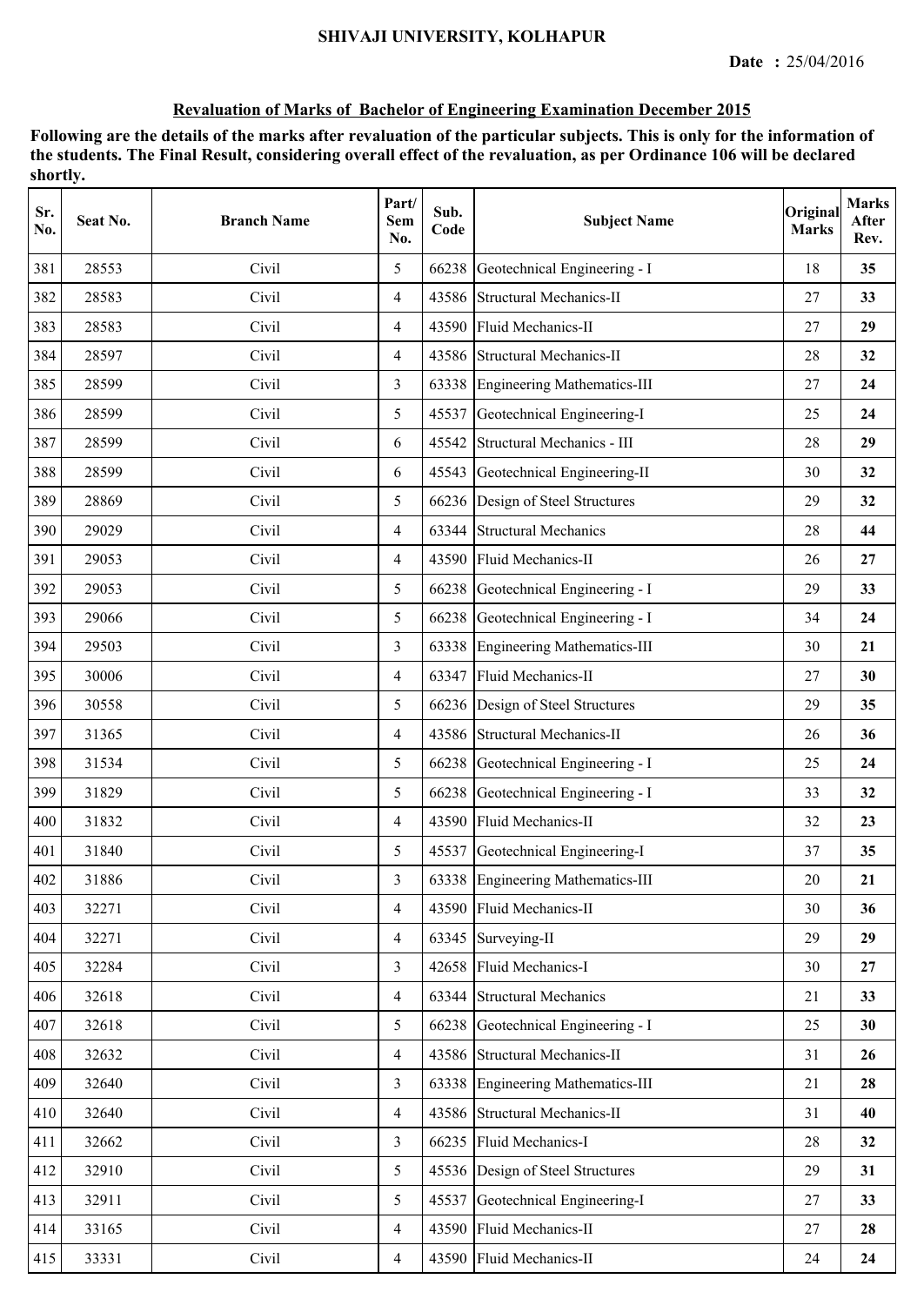# SHIVAJI UNIVERSITY, KOLHAPUR

**Date :** 25/04/2016

## Revaluation of Marks of Bachelor of Engineering Examination December 2015

**Following are the details of the marks after revaluation of the particular subjects. This is only for the information of the students. The Final Result, considering overall effect of the revaluation, as per Ordinance 106 will be declared shortly.**

| Sr. No. | Seat No. | Branch Name | Part/ Sem No. | Sub. Code | Subject Name | Original Marks | Marks After Rev. |
|---|---|---|---|---|---|---|---|
| 381 | 28553 | Civil | 5 | 66238 | Geotechnical Engineering - I | 18 | **35** |
| 382 | 28583 | Civil | 4 | 43586 | Structural Mechanics-II | 27 | **33** |
| 383 | 28583 | Civil | 4 | 43590 | Fluid Mechanics-II | 27 | **29** |
| 384 | 28597 | Civil | 4 | 43586 | Structural Mechanics-II | 28 | **32** |
| 385 | 28599 | Civil | 3 | 63338 | Engineering Mathematics-III | 27 | **24** |
| 386 | 28599 | Civil | 5 | 45537 | Geotechnical Engineering-I | 25 | **24** |
| 387 | 28599 | Civil | 6 | 45542 | Structural Mechanics - III | 28 | **29** |
| 388 | 28599 | Civil | 6 | 45543 | Geotechnical Engineering-II | 30 | **32** |
| 389 | 28869 | Civil | 5 | 66236 | Design of Steel Structures | 29 | **32** |
| 390 | 29029 | Civil | 4 | 63344 | Structural Mechanics | 28 | **44** |
| 391 | 29053 | Civil | 4 | 43590 | Fluid Mechanics-II | 26 | **27** |
| 392 | 29053 | Civil | 5 | 66238 | Geotechnical Engineering - I | 29 | **33** |
| 393 | 29066 | Civil | 5 | 66238 | Geotechnical Engineering - I | 34 | **24** |
| 394 | 29503 | Civil | 3 | 63338 | Engineering Mathematics-III | 30 | **21** |
| 395 | 30006 | Civil | 4 | 63347 | Fluid Mechanics-II | 27 | **30** |
| 396 | 30558 | Civil | 5 | 66236 | Design of Steel Structures | 29 | **35** |
| 397 | 31365 | Civil | 4 | 43586 | Structural Mechanics-II | 26 | **36** |
| 398 | 31534 | Civil | 5 | 66238 | Geotechnical Engineering - I | 25 | **24** |
| 399 | 31829 | Civil | 5 | 66238 | Geotechnical Engineering - I | 33 | **32** |
| 400 | 31832 | Civil | 4 | 43590 | Fluid Mechanics-II | 32 | **23** |
| 401 | 31840 | Civil | 5 | 45537 | Geotechnical Engineering-I | 37 | **35** |
| 402 | 31886 | Civil | 3 | 63338 | Engineering Mathematics-III | 20 | **21** |
| 403 | 32271 | Civil | 4 | 43590 | Fluid Mechanics-II | 30 | **36** |
| 404 | 32271 | Civil | 4 | 63345 | Surveying-II | 29 | **29** |
| 405 | 32284 | Civil | 3 | 42658 | Fluid Mechanics-I | 30 | **27** |
| 406 | 32618 | Civil | 4 | 63344 | Structural Mechanics | 21 | **33** |
| 407 | 32618 | Civil | 5 | 66238 | Geotechnical Engineering - I | 25 | **30** |
| 408 | 32632 | Civil | 4 | 43586 | Structural Mechanics-II | 31 | **26** |
| 409 | 32640 | Civil | 3 | 63338 | Engineering Mathematics-III | 21 | **28** |
| 410 | 32640 | Civil | 4 | 43586 | Structural Mechanics-II | 31 | **40** |
| 411 | 32662 | Civil | 3 | 66235 | Fluid Mechanics-I | 28 | **32** |
| 412 | 32910 | Civil | 5 | 45536 | Design of Steel Structures | 29 | **31** |
| 413 | 32911 | Civil | 5 | 45537 | Geotechnical Engineering-I | 27 | **33** |
| 414 | 33165 | Civil | 4 | 43590 | Fluid Mechanics-II | 27 | **28** |
| 415 | 33331 | Civil | 4 | 43590 | Fluid Mechanics-II | 24 | **24** |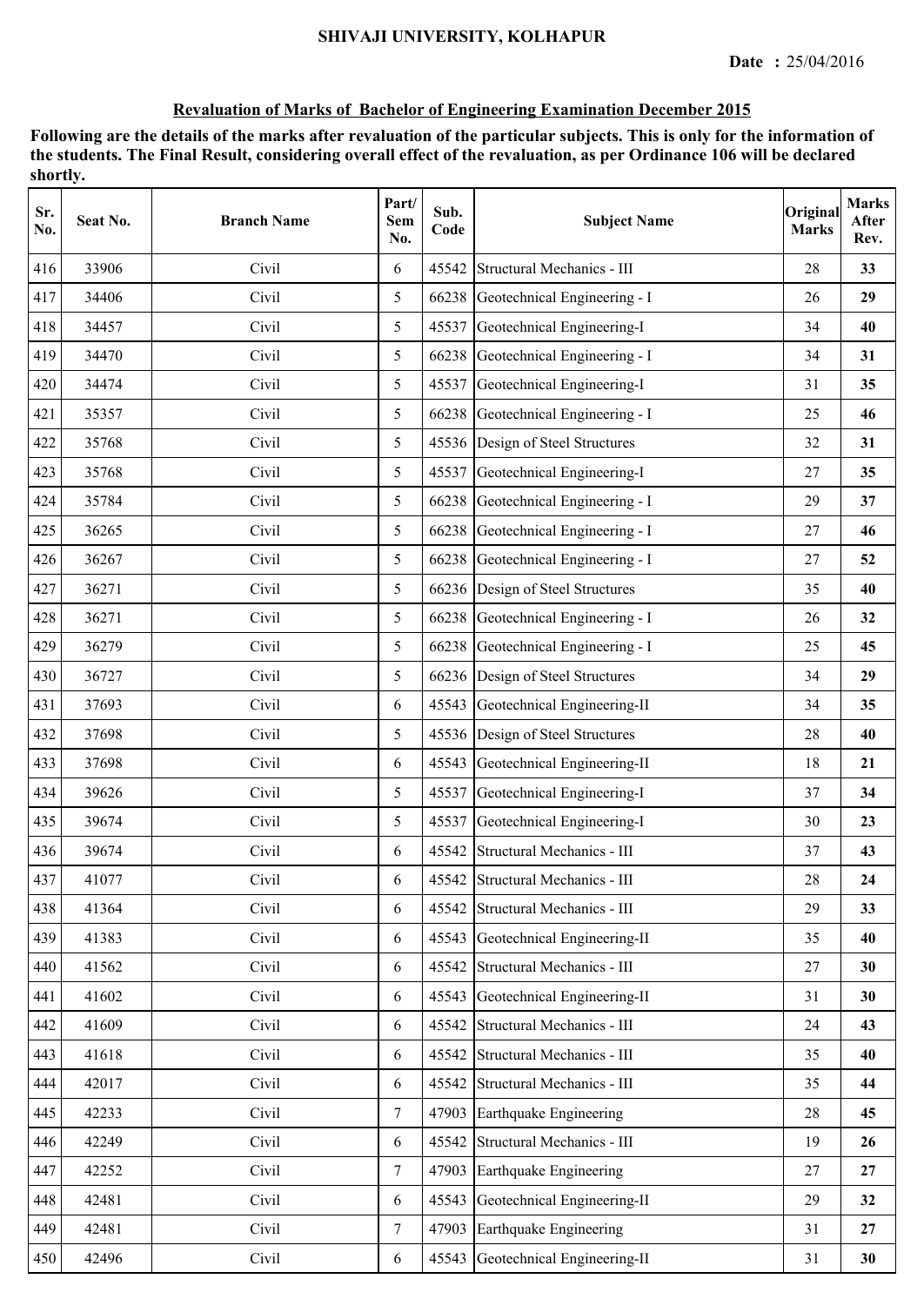SHIVAJI UNIVERSITY, KOLHAPUR

**Date :** 25/04/2016

## Revaluation of Marks of Bachelor of Engineering Examination December 2015

**Following are the details of the marks after revaluation of the particular subjects. This is only for the information of the students. The Final Result, considering overall effect of the revaluation, as per Ordinance 106 will be declared shortly.**

| Sr. No. | Seat No. | Branch Name | Part/ Sem No. | Sub. Code | Subject Name | Original Marks | Marks After Rev. |
|---|---|---|---|---|---|---|---|
| 416 | 33906 | Civil | 6 | 45542 | Structural Mechanics - III | 28 | **33** |
| 417 | 34406 | Civil | 5 | 66238 | Geotechnical Engineering - I | 26 | **29** |
| 418 | 34457 | Civil | 5 | 45537 | Geotechnical Engineering-I | 34 | **40** |
| 419 | 34470 | Civil | 5 | 66238 | Geotechnical Engineering - I | 34 | **31** |
| 420 | 34474 | Civil | 5 | 45537 | Geotechnical Engineering-I | 31 | **35** |
| 421 | 35357 | Civil | 5 | 66238 | Geotechnical Engineering - I | 25 | **46** |
| 422 | 35768 | Civil | 5 | 45536 | Design of Steel Structures | 32 | **31** |
| 423 | 35768 | Civil | 5 | 45537 | Geotechnical Engineering-I | 27 | **35** |
| 424 | 35784 | Civil | 5 | 66238 | Geotechnical Engineering - I | 29 | **37** |
| 425 | 36265 | Civil | 5 | 66238 | Geotechnical Engineering - I | 27 | **46** |
| 426 | 36267 | Civil | 5 | 66238 | Geotechnical Engineering - I | 27 | **52** |
| 427 | 36271 | Civil | 5 | 66236 | Design of Steel Structures | 35 | **40** |
| 428 | 36271 | Civil | 5 | 66238 | Geotechnical Engineering - I | 26 | **32** |
| 429 | 36279 | Civil | 5 | 66238 | Geotechnical Engineering - I | 25 | **45** |
| 430 | 36727 | Civil | 5 | 66236 | Design of Steel Structures | 34 | **29** |
| 431 | 37693 | Civil | 6 | 45543 | Geotechnical Engineering-II | 34 | **35** |
| 432 | 37698 | Civil | 5 | 45536 | Design of Steel Structures | 28 | **40** |
| 433 | 37698 | Civil | 6 | 45543 | Geotechnical Engineering-II | 18 | **21** |
| 434 | 39626 | Civil | 5 | 45537 | Geotechnical Engineering-I | 37 | **34** |
| 435 | 39674 | Civil | 5 | 45537 | Geotechnical Engineering-I | 30 | **23** |
| 436 | 39674 | Civil | 6 | 45542 | Structural Mechanics - III | 37 | **43** |
| 437 | 41077 | Civil | 6 | 45542 | Structural Mechanics - III | 28 | **24** |
| 438 | 41364 | Civil | 6 | 45542 | Structural Mechanics - III | 29 | **33** |
| 439 | 41383 | Civil | 6 | 45543 | Geotechnical Engineering-II | 35 | **40** |
| 440 | 41562 | Civil | 6 | 45542 | Structural Mechanics - III | 27 | **30** |
| 441 | 41602 | Civil | 6 | 45543 | Geotechnical Engineering-II | 31 | **30** |
| 442 | 41609 | Civil | 6 | 45542 | Structural Mechanics - III | 24 | **43** |
| 443 | 41618 | Civil | 6 | 45542 | Structural Mechanics - III | 35 | **40** |
| 444 | 42017 | Civil | 6 | 45542 | Structural Mechanics - III | 35 | **44** |
| 445 | 42233 | Civil | 7 | 47903 | Earthquake Engineering | 28 | **45** |
| 446 | 42249 | Civil | 6 | 45542 | Structural Mechanics - III | 19 | **26** |
| 447 | 42252 | Civil | 7 | 47903 | Earthquake Engineering | 27 | **27** |
| 448 | 42481 | Civil | 6 | 45543 | Geotechnical Engineering-II | 29 | **32** |
| 449 | 42481 | Civil | 7 | 47903 | Earthquake Engineering | 31 | **27** |
| 450 | 42496 | Civil | 6 | 45543 | Geotechnical Engineering-II | 31 | **30** |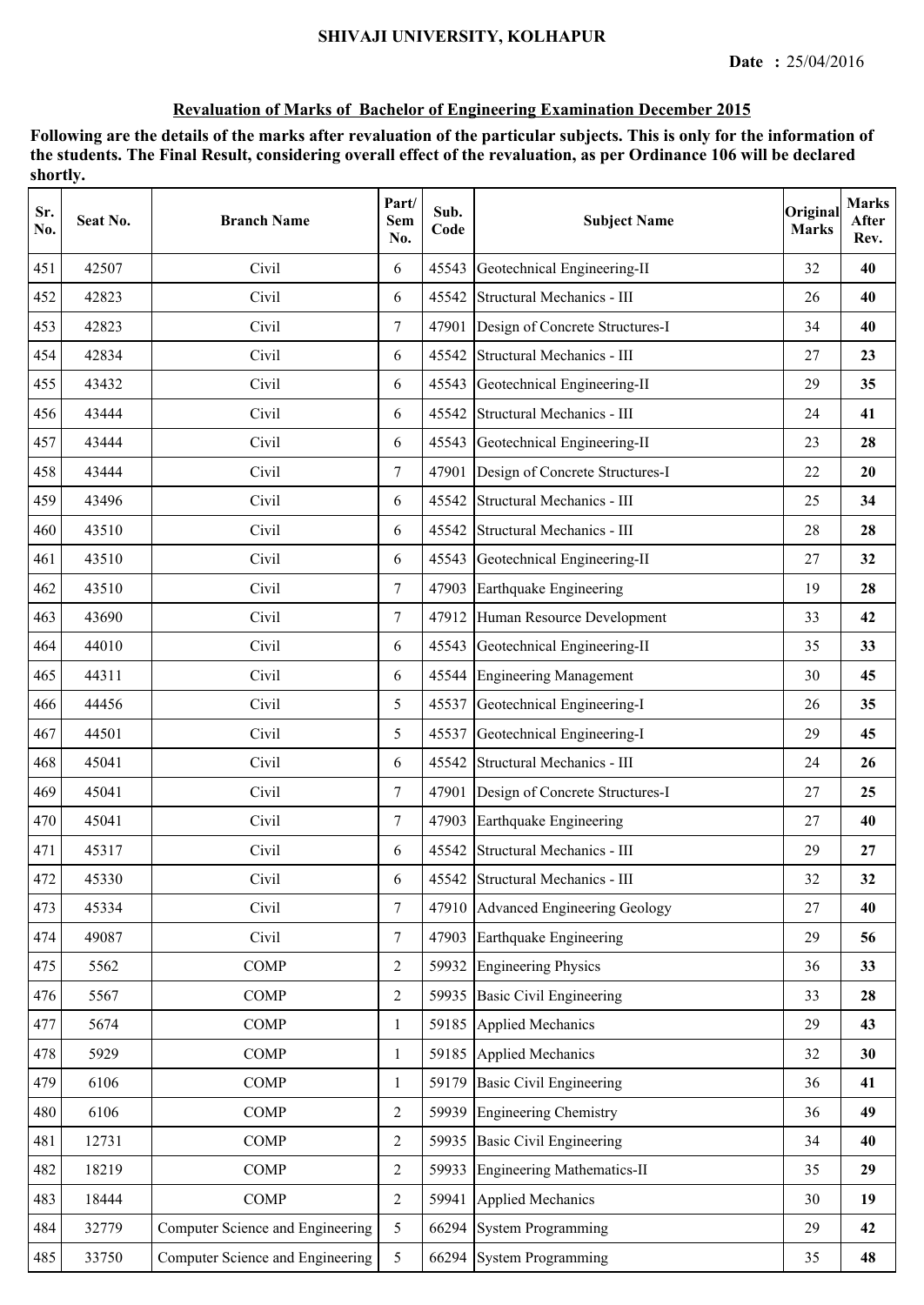SHIVAJI UNIVERSITY, KOLHAPUR

**Date :** 25/04/2016

## Revaluation of Marks of Bachelor of Engineering Examination December 2015

**Following are the details of the marks after revaluation of the particular subjects. This is only for the information of the students. The Final Result, considering overall effect of the revaluation, as per Ordinance 106 will be declared shortly.**

| Sr. No. | Seat No. | Branch Name | Part/ Sem No. | Sub. Code | Subject Name | Original Marks | Marks After Rev. |
|---|---|---|---|---|---|---|---|
| 451 | 42507 | Civil | 6 | 45543 | Geotechnical Engineering-II | 32 | **40** |
| 452 | 42823 | Civil | 6 | 45542 | Structural Mechanics - III | 26 | **40** |
| 453 | 42823 | Civil | 7 | 47901 | Design of Concrete Structures-I | 34 | **40** |
| 454 | 42834 | Civil | 6 | 45542 | Structural Mechanics - III | 27 | **23** |
| 455 | 43432 | Civil | 6 | 45543 | Geotechnical Engineering-II | 29 | **35** |
| 456 | 43444 | Civil | 6 | 45542 | Structural Mechanics - III | 24 | **41** |
| 457 | 43444 | Civil | 6 | 45543 | Geotechnical Engineering-II | 23 | **28** |
| 458 | 43444 | Civil | 7 | 47901 | Design of Concrete Structures-I | 22 | **20** |
| 459 | 43496 | Civil | 6 | 45542 | Structural Mechanics - III | 25 | **34** |
| 460 | 43510 | Civil | 6 | 45542 | Structural Mechanics - III | 28 | **28** |
| 461 | 43510 | Civil | 6 | 45543 | Geotechnical Engineering-II | 27 | **32** |
| 462 | 43510 | Civil | 7 | 47903 | Earthquake Engineering | 19 | **28** |
| 463 | 43690 | Civil | 7 | 47912 | Human Resource Development | 33 | **42** |
| 464 | 44010 | Civil | 6 | 45543 | Geotechnical Engineering-II | 35 | **33** |
| 465 | 44311 | Civil | 6 | 45544 | Engineering Management | 30 | **45** |
| 466 | 44456 | Civil | 5 | 45537 | Geotechnical Engineering-I | 26 | **35** |
| 467 | 44501 | Civil | 5 | 45537 | Geotechnical Engineering-I | 29 | **45** |
| 468 | 45041 | Civil | 6 | 45542 | Structural Mechanics - III | 24 | **26** |
| 469 | 45041 | Civil | 7 | 47901 | Design of Concrete Structures-I | 27 | **25** |
| 470 | 45041 | Civil | 7 | 47903 | Earthquake Engineering | 27 | **40** |
| 471 | 45317 | Civil | 6 | 45542 | Structural Mechanics - III | 29 | **27** |
| 472 | 45330 | Civil | 6 | 45542 | Structural Mechanics - III | 32 | **32** |
| 473 | 45334 | Civil | 7 | 47910 | Advanced Engineering Geology | 27 | **40** |
| 474 | 49087 | Civil | 7 | 47903 | Earthquake Engineering | 29 | **56** |
| 475 | 5562 | COMP | 2 | 59932 | Engineering Physics | 36 | **33** |
| 476 | 5567 | COMP | 2 | 59935 | Basic Civil Engineering | 33 | **28** |
| 477 | 5674 | COMP | 1 | 59185 | Applied Mechanics | 29 | **43** |
| 478 | 5929 | COMP | 1 | 59185 | Applied Mechanics | 32 | **30** |
| 479 | 6106 | COMP | 1 | 59179 | Basic Civil Engineering | 36 | **41** |
| 480 | 6106 | COMP | 2 | 59939 | Engineering Chemistry | 36 | **49** |
| 481 | 12731 | COMP | 2 | 59935 | Basic Civil Engineering | 34 | **40** |
| 482 | 18219 | COMP | 2 | 59933 | Engineering Mathematics-II | 35 | **29** |
| 483 | 18444 | COMP | 2 | 59941 | Applied Mechanics | 30 | **19** |
| 484 | 32779 | Computer Science and Engineering | 5 | 66294 | System Programming | 29 | **42** |
| 485 | 33750 | Computer Science and Engineering | 5 | 66294 | System Programming | 35 | **48** |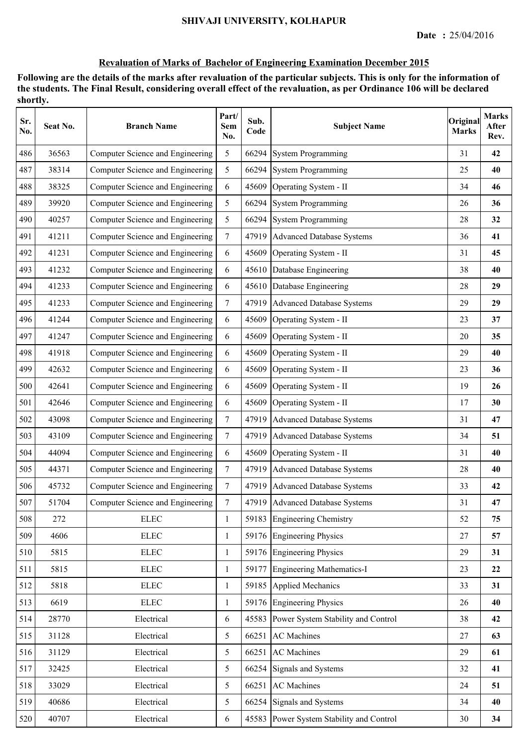**SHIVAJI UNIVERSITY, KOLHAPUR**

**Date :** 25/04/2016

**Revaluation of Marks of Bachelor of Engineering Examination December 2015**

**Following are the details of the marks after revaluation of the particular subjects. This is only for the information of the students. The Final Result, considering overall effect of the revaluation, as per Ordinance 106 will be declared shortly.**

| Sr. No. | Seat No. | Branch Name | Part/ Sem No. | Sub. Code | Subject Name | Original Marks | Marks After Rev. |
|---|---|---|---|---|---|---|---|
| 486 | 36563 | Computer Science and Engineering | 5 | 66294 | System Programming | 31 | **42** |
| 487 | 38314 | Computer Science and Engineering | 5 | 66294 | System Programming | 25 | **40** |
| 488 | 38325 | Computer Science and Engineering | 6 | 45609 | Operating System - II | 34 | **46** |
| 489 | 39920 | Computer Science and Engineering | 5 | 66294 | System Programming | 26 | **36** |
| 490 | 40257 | Computer Science and Engineering | 5 | 66294 | System Programming | 28 | **32** |
| 491 | 41211 | Computer Science and Engineering | 7 | 47919 | Advanced Database Systems | 36 | **41** |
| 492 | 41231 | Computer Science and Engineering | 6 | 45609 | Operating System - II | 31 | **45** |
| 493 | 41232 | Computer Science and Engineering | 6 | 45610 | Database Engineering | 38 | **40** |
| 494 | 41233 | Computer Science and Engineering | 6 | 45610 | Database Engineering | 28 | **29** |
| 495 | 41233 | Computer Science and Engineering | 7 | 47919 | Advanced Database Systems | 29 | **29** |
| 496 | 41244 | Computer Science and Engineering | 6 | 45609 | Operating System - II | 23 | **37** |
| 497 | 41247 | Computer Science and Engineering | 6 | 45609 | Operating System - II | 20 | **35** |
| 498 | 41918 | Computer Science and Engineering | 6 | 45609 | Operating System - II | 29 | **40** |
| 499 | 42632 | Computer Science and Engineering | 6 | 45609 | Operating System - II | 23 | **36** |
| 500 | 42641 | Computer Science and Engineering | 6 | 45609 | Operating System - II | 19 | **26** |
| 501 | 42646 | Computer Science and Engineering | 6 | 45609 | Operating System - II | 17 | **30** |
| 502 | 43098 | Computer Science and Engineering | 7 | 47919 | Advanced Database Systems | 31 | **47** |
| 503 | 43109 | Computer Science and Engineering | 7 | 47919 | Advanced Database Systems | 34 | **51** |
| 504 | 44094 | Computer Science and Engineering | 6 | 45609 | Operating System - II | 31 | **40** |
| 505 | 44371 | Computer Science and Engineering | 7 | 47919 | Advanced Database Systems | 28 | **40** |
| 506 | 45732 | Computer Science and Engineering | 7 | 47919 | Advanced Database Systems | 33 | **42** |
| 507 | 51704 | Computer Science and Engineering | 7 | 47919 | Advanced Database Systems | 31 | **47** |
| 508 | 272 | ELEC | 1 | 59183 | Engineering Chemistry | 52 | **75** |
| 509 | 4606 | ELEC | 1 | 59176 | Engineering Physics | 27 | **57** |
| 510 | 5815 | ELEC | 1 | 59176 | Engineering Physics | 29 | **31** |
| 511 | 5815 | ELEC | 1 | 59177 | Engineering Mathematics-I | 23 | **22** |
| 512 | 5818 | ELEC | 1 | 59185 | Applied Mechanics | 33 | **31** |
| 513 | 6619 | ELEC | 1 | 59176 | Engineering Physics | 26 | **40** |
| 514 | 28770 | Electrical | 6 | 45583 | Power System Stability and Control | 38 | **42** |
| 515 | 31128 | Electrical | 5 | 66251 | AC Machines | 27 | **63** |
| 516 | 31129 | Electrical | 5 | 66251 | AC Machines | 29 | **61** |
| 517 | 32425 | Electrical | 5 | 66254 | Signals and Systems | 32 | **41** |
| 518 | 33029 | Electrical | 5 | 66251 | AC Machines | 24 | **51** |
| 519 | 40686 | Electrical | 5 | 66254 | Signals and Systems | 34 | **40** |
| 520 | 40707 | Electrical | 6 | 45583 | Power System Stability and Control | 30 | **34** |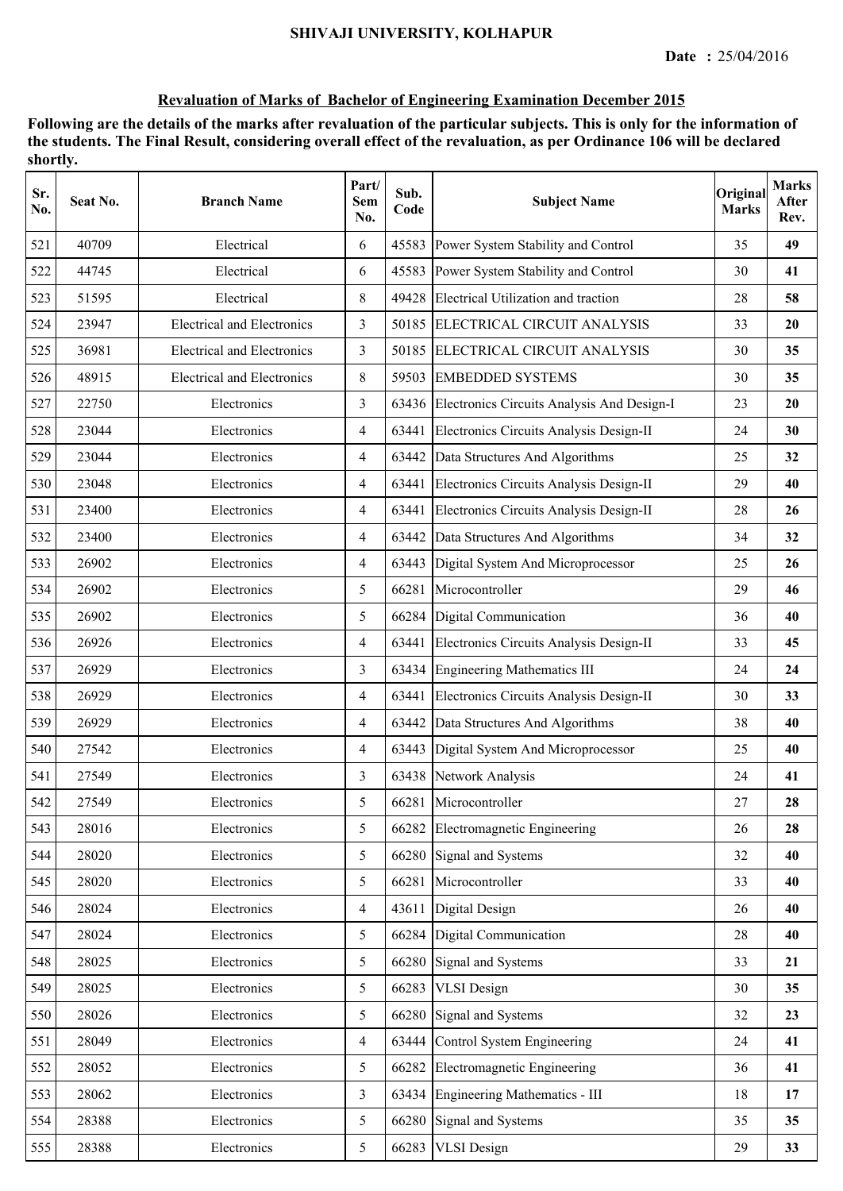# SHIVAJI UNIVERSITY, KOLHAPUR

**Date :** 25/04/2016

## Revaluation of Marks of Bachelor of Engineering Examination December 2015

**Following are the details of the marks after revaluation of the particular subjects. This is only for the information of the students. The Final Result, considering overall effect of the revaluation, as per Ordinance 106 will be declared shortly.**

| Sr. No. | Seat No. | Branch Name | Part/ Sem No. | Sub. Code | Subject Name | Original Marks | Marks After Rev. |
|---|---|---|---|---|---|---|---|
| 521 | 40709 | Electrical | 6 | 45583 | Power System Stability and Control | 35 | **49** |
| 522 | 44745 | Electrical | 6 | 45583 | Power System Stability and Control | 30 | **41** |
| 523 | 51595 | Electrical | 8 | 49428 | Electrical Utilization and traction | 28 | **58** |
| 524 | 23947 | Electrical and Electronics | 3 | 50185 | ELECTRICAL CIRCUIT ANALYSIS | 33 | **20** |
| 525 | 36981 | Electrical and Electronics | 3 | 50185 | ELECTRICAL CIRCUIT ANALYSIS | 30 | **35** |
| 526 | 48915 | Electrical and Electronics | 8 | 59503 | EMBEDDED SYSTEMS | 30 | **35** |
| 527 | 22750 | Electronics | 3 | 63436 | Electronics Circuits Analysis And Design-I | 23 | **20** |
| 528 | 23044 | Electronics | 4 | 63441 | Electronics Circuits Analysis Design-II | 24 | **30** |
| 529 | 23044 | Electronics | 4 | 63442 | Data Structures And Algorithms | 25 | **32** |
| 530 | 23048 | Electronics | 4 | 63441 | Electronics Circuits Analysis Design-II | 29 | **40** |
| 531 | 23400 | Electronics | 4 | 63441 | Electronics Circuits Analysis Design-II | 28 | **26** |
| 532 | 23400 | Electronics | 4 | 63442 | Data Structures And Algorithms | 34 | **32** |
| 533 | 26902 | Electronics | 4 | 63443 | Digital System And Microprocessor | 25 | **26** |
| 534 | 26902 | Electronics | 5 | 66281 | Microcontroller | 29 | **46** |
| 535 | 26902 | Electronics | 5 | 66284 | Digital Communication | 36 | **40** |
| 536 | 26926 | Electronics | 4 | 63441 | Electronics Circuits Analysis Design-II | 33 | **45** |
| 537 | 26929 | Electronics | 3 | 63434 | Engineering Mathematics III | 24 | **24** |
| 538 | 26929 | Electronics | 4 | 63441 | Electronics Circuits Analysis Design-II | 30 | **33** |
| 539 | 26929 | Electronics | 4 | 63442 | Data Structures And Algorithms | 38 | **40** |
| 540 | 27542 | Electronics | 4 | 63443 | Digital System And Microprocessor | 25 | **40** |
| 541 | 27549 | Electronics | 3 | 63438 | Network Analysis | 24 | **41** |
| 542 | 27549 | Electronics | 5 | 66281 | Microcontroller | 27 | **28** |
| 543 | 28016 | Electronics | 5 | 66282 | Electromagnetic Engineering | 26 | **28** |
| 544 | 28020 | Electronics | 5 | 66280 | Signal and Systems | 32 | **40** |
| 545 | 28020 | Electronics | 5 | 66281 | Microcontroller | 33 | **40** |
| 546 | 28024 | Electronics | 4 | 43611 | Digital Design | 26 | **40** |
| 547 | 28024 | Electronics | 5 | 66284 | Digital Communication | 28 | **40** |
| 548 | 28025 | Electronics | 5 | 66280 | Signal and Systems | 33 | **21** |
| 549 | 28025 | Electronics | 5 | 66283 | VLSI Design | 30 | **35** |
| 550 | 28026 | Electronics | 5 | 66280 | Signal and Systems | 32 | **23** |
| 551 | 28049 | Electronics | 4 | 63444 | Control System Engineering | 24 | **41** |
| 552 | 28052 | Electronics | 5 | 66282 | Electromagnetic Engineering | 36 | **41** |
| 553 | 28062 | Electronics | 3 | 63434 | Engineering Mathematics - III | 18 | **17** |
| 554 | 28388 | Electronics | 5 | 66280 | Signal and Systems | 35 | **35** |
| 555 | 28388 | Electronics | 5 | 66283 | VLSI Design | 29 | **33** |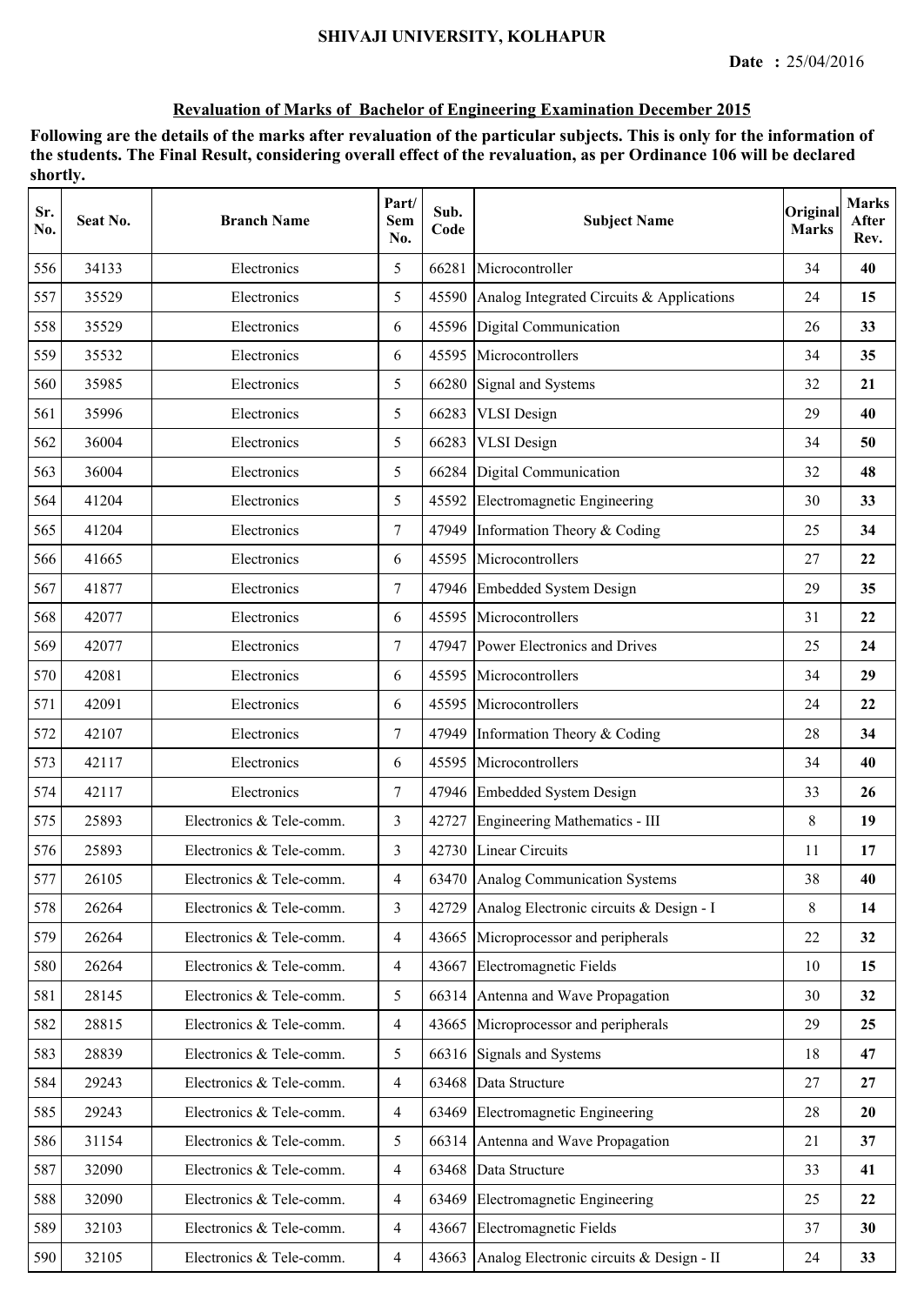SHIVAJI UNIVERSITY, KOLHAPUR

**Date :** 25/04/2016

## Revaluation of Marks of Bachelor of Engineering Examination December 2015

**Following are the details of the marks after revaluation of the particular subjects. This is only for the information of the students. The Final Result, considering overall effect of the revaluation, as per Ordinance 106 will be declared shortly.**

| Sr. No. | Seat No. | Branch Name | Part/ Sem No. | Sub. Code | Subject Name | Original Marks | Marks After Rev. |
|---|---|---|---|---|---|---|---|
| 556 | 34133 | Electronics | 5 | 66281 | Microcontroller | 34 | **40** |
| 557 | 35529 | Electronics | 5 | 45590 | Analog Integrated Circuits & Applications | 24 | **15** |
| 558 | 35529 | Electronics | 6 | 45596 | Digital Communication | 26 | **33** |
| 559 | 35532 | Electronics | 6 | 45595 | Microcontrollers | 34 | **35** |
| 560 | 35985 | Electronics | 5 | 66280 | Signal and Systems | 32 | **21** |
| 561 | 35996 | Electronics | 5 | 66283 | VLSI Design | 29 | **40** |
| 562 | 36004 | Electronics | 5 | 66283 | VLSI Design | 34 | **50** |
| 563 | 36004 | Electronics | 5 | 66284 | Digital Communication | 32 | **48** |
| 564 | 41204 | Electronics | 5 | 45592 | Electromagnetic Engineering | 30 | **33** |
| 565 | 41204 | Electronics | 7 | 47949 | Information Theory & Coding | 25 | **34** |
| 566 | 41665 | Electronics | 6 | 45595 | Microcontrollers | 27 | **22** |
| 567 | 41877 | Electronics | 7 | 47946 | Embedded System Design | 29 | **35** |
| 568 | 42077 | Electronics | 6 | 45595 | Microcontrollers | 31 | **22** |
| 569 | 42077 | Electronics | 7 | 47947 | Power Electronics and Drives | 25 | **24** |
| 570 | 42081 | Electronics | 6 | 45595 | Microcontrollers | 34 | **29** |
| 571 | 42091 | Electronics | 6 | 45595 | Microcontrollers | 24 | **22** |
| 572 | 42107 | Electronics | 7 | 47949 | Information Theory & Coding | 28 | **34** |
| 573 | 42117 | Electronics | 6 | 45595 | Microcontrollers | 34 | **40** |
| 574 | 42117 | Electronics | 7 | 47946 | Embedded System Design | 33 | **26** |
| 575 | 25893 | Electronics & Tele-comm. | 3 | 42727 | Engineering Mathematics - III | 8 | **19** |
| 576 | 25893 | Electronics & Tele-comm. | 3 | 42730 | Linear Circuits | 11 | **17** |
| 577 | 26105 | Electronics & Tele-comm. | 4 | 63470 | Analog Communication Systems | 38 | **40** |
| 578 | 26264 | Electronics & Tele-comm. | 3 | 42729 | Analog Electronic circuits & Design - I | 8 | **14** |
| 579 | 26264 | Electronics & Tele-comm. | 4 | 43665 | Microprocessor and peripherals | 22 | **32** |
| 580 | 26264 | Electronics & Tele-comm. | 4 | 43667 | Electromagnetic Fields | 10 | **15** |
| 581 | 28145 | Electronics & Tele-comm. | 5 | 66314 | Antenna and Wave Propagation | 30 | **32** |
| 582 | 28815 | Electronics & Tele-comm. | 4 | 43665 | Microprocessor and peripherals | 29 | **25** |
| 583 | 28839 | Electronics & Tele-comm. | 5 | 66316 | Signals and Systems | 18 | **47** |
| 584 | 29243 | Electronics & Tele-comm. | 4 | 63468 | Data Structure | 27 | **27** |
| 585 | 29243 | Electronics & Tele-comm. | 4 | 63469 | Electromagnetic Engineering | 28 | **20** |
| 586 | 31154 | Electronics & Tele-comm. | 5 | 66314 | Antenna and Wave Propagation | 21 | **37** |
| 587 | 32090 | Electronics & Tele-comm. | 4 | 63468 | Data Structure | 33 | **41** |
| 588 | 32090 | Electronics & Tele-comm. | 4 | 63469 | Electromagnetic Engineering | 25 | **22** |
| 589 | 32103 | Electronics & Tele-comm. | 4 | 43667 | Electromagnetic Fields | 37 | **30** |
| 590 | 32105 | Electronics & Tele-comm. | 4 | 43663 | Analog Electronic circuits & Design - II | 24 | **33** |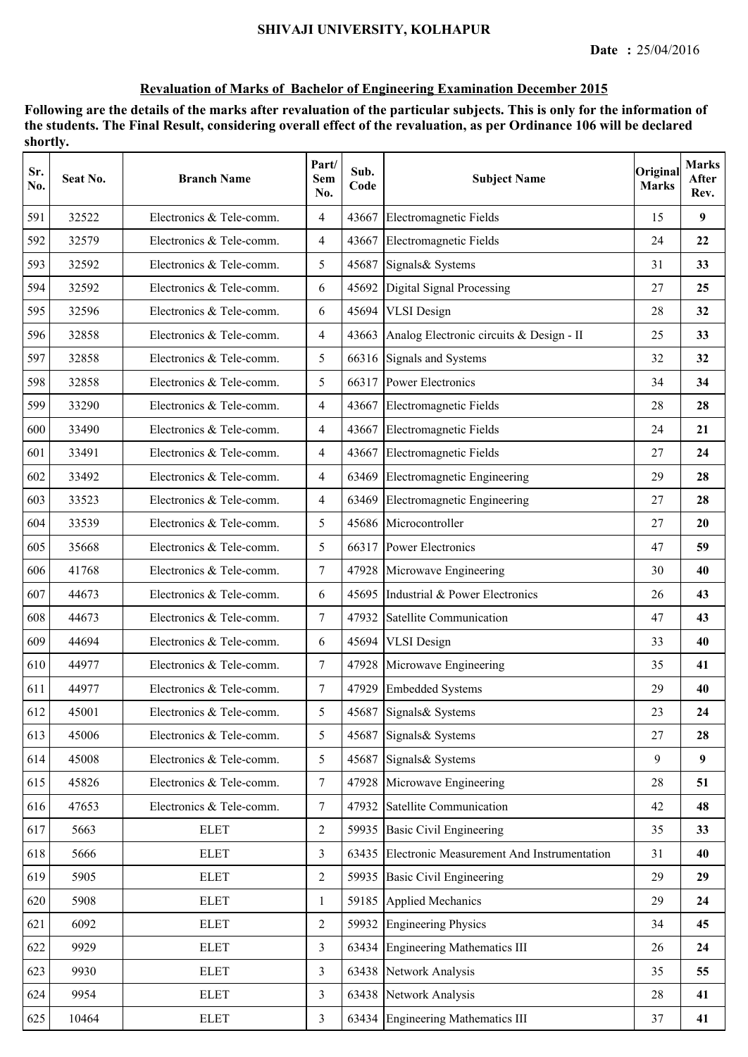SHIVAJI UNIVERSITY, KOLHAPUR

**Date :** 25/04/2016

## Revaluation of Marks of Bachelor of Engineering Examination December 2015

**Following are the details of the marks after revaluation of the particular subjects. This is only for the information of the students. The Final Result, considering overall effect of the revaluation, as per Ordinance 106 will be declared shortly.**

| Sr. No. | Seat No. | Branch Name | Part/ Sem No. | Sub. Code | Subject Name | Original Marks | Marks After Rev. |
|---|---|---|---|---|---|---|---|
| 591 | 32522 | Electronics & Tele-comm. | 4 | 43667 | Electromagnetic Fields | 15 | **9** |
| 592 | 32579 | Electronics & Tele-comm. | 4 | 43667 | Electromagnetic Fields | 24 | **22** |
| 593 | 32592 | Electronics & Tele-comm. | 5 | 45687 | Signals& Systems | 31 | **33** |
| 594 | 32592 | Electronics & Tele-comm. | 6 | 45692 | Digital Signal Processing | 27 | **25** |
| 595 | 32596 | Electronics & Tele-comm. | 6 | 45694 | VLSI Design | 28 | **32** |
| 596 | 32858 | Electronics & Tele-comm. | 4 | 43663 | Analog Electronic circuits & Design - II | 25 | **33** |
| 597 | 32858 | Electronics & Tele-comm. | 5 | 66316 | Signals and Systems | 32 | **32** |
| 598 | 32858 | Electronics & Tele-comm. | 5 | 66317 | Power Electronics | 34 | **34** |
| 599 | 33290 | Electronics & Tele-comm. | 4 | 43667 | Electromagnetic Fields | 28 | **28** |
| 600 | 33490 | Electronics & Tele-comm. | 4 | 43667 | Electromagnetic Fields | 24 | **21** |
| 601 | 33491 | Electronics & Tele-comm. | 4 | 43667 | Electromagnetic Fields | 27 | **24** |
| 602 | 33492 | Electronics & Tele-comm. | 4 | 63469 | Electromagnetic Engineering | 29 | **28** |
| 603 | 33523 | Electronics & Tele-comm. | 4 | 63469 | Electromagnetic Engineering | 27 | **28** |
| 604 | 33539 | Electronics & Tele-comm. | 5 | 45686 | Microcontroller | 27 | **20** |
| 605 | 35668 | Electronics & Tele-comm. | 5 | 66317 | Power Electronics | 47 | **59** |
| 606 | 41768 | Electronics & Tele-comm. | 7 | 47928 | Microwave Engineering | 30 | **40** |
| 607 | 44673 | Electronics & Tele-comm. | 6 | 45695 | Industrial & Power Electronics | 26 | **43** |
| 608 | 44673 | Electronics & Tele-comm. | 7 | 47932 | Satellite Communication | 47 | **43** |
| 609 | 44694 | Electronics & Tele-comm. | 6 | 45694 | VLSI Design | 33 | **40** |
| 610 | 44977 | Electronics & Tele-comm. | 7 | 47928 | Microwave Engineering | 35 | **41** |
| 611 | 44977 | Electronics & Tele-comm. | 7 | 47929 | Embedded Systems | 29 | **40** |
| 612 | 45001 | Electronics & Tele-comm. | 5 | 45687 | Signals& Systems | 23 | **24** |
| 613 | 45006 | Electronics & Tele-comm. | 5 | 45687 | Signals& Systems | 27 | **28** |
| 614 | 45008 | Electronics & Tele-comm. | 5 | 45687 | Signals& Systems | 9 | **9** |
| 615 | 45826 | Electronics & Tele-comm. | 7 | 47928 | Microwave Engineering | 28 | **51** |
| 616 | 47653 | Electronics & Tele-comm. | 7 | 47932 | Satellite Communication | 42 | **48** |
| 617 | 5663 | ELET | 2 | 59935 | Basic Civil Engineering | 35 | **33** |
| 618 | 5666 | ELET | 3 | 63435 | Electronic Measurement And Instrumentation | 31 | **40** |
| 619 | 5905 | ELET | 2 | 59935 | Basic Civil Engineering | 29 | **29** |
| 620 | 5908 | ELET | 1 | 59185 | Applied Mechanics | 29 | **24** |
| 621 | 6092 | ELET | 2 | 59932 | Engineering Physics | 34 | **45** |
| 622 | 9929 | ELET | 3 | 63434 | Engineering Mathematics III | 26 | **24** |
| 623 | 9930 | ELET | 3 | 63438 | Network Analysis | 35 | **55** |
| 624 | 9954 | ELET | 3 | 63438 | Network Analysis | 28 | **41** |
| 625 | 10464 | ELET | 3 | 63434 | Engineering Mathematics III | 37 | **41** |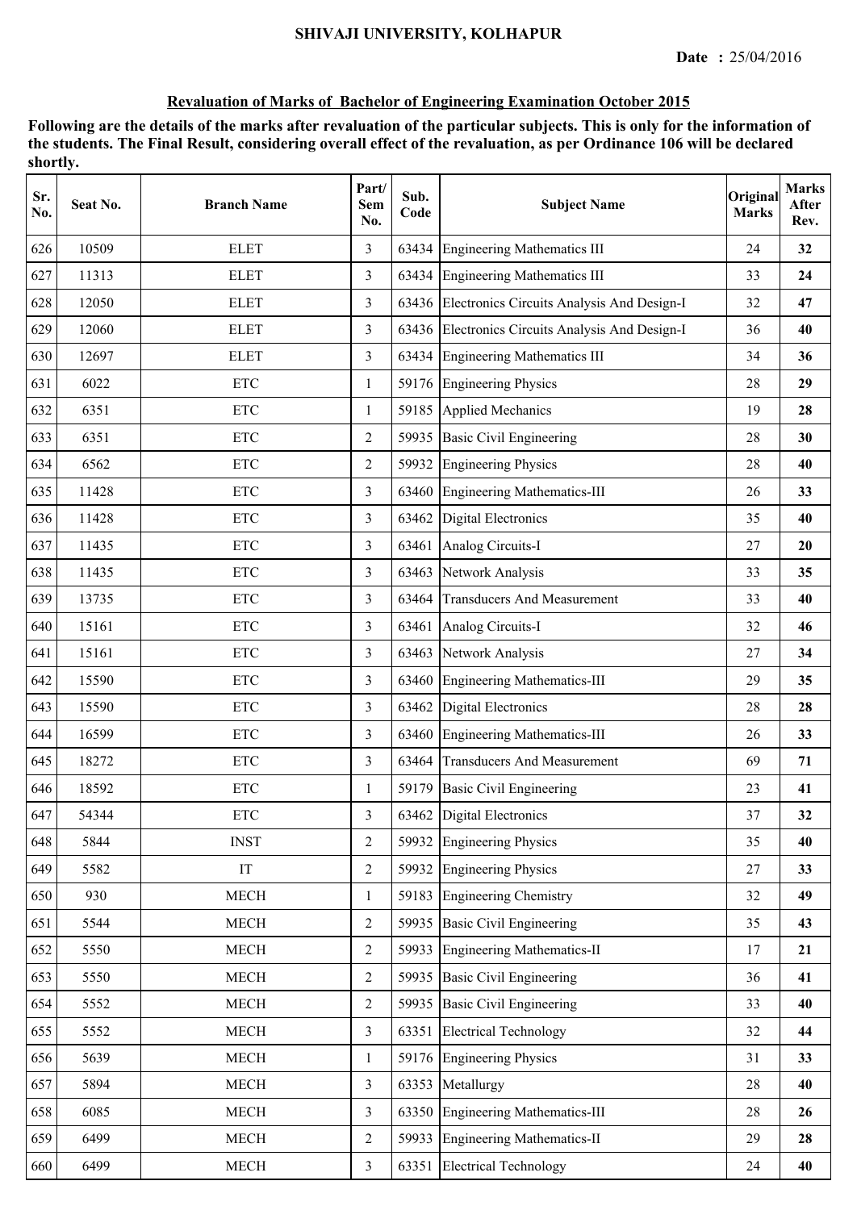# SHIVAJI UNIVERSITY, KOLHAPUR

**Date :** 25/04/2016

## Revaluation of Marks of Bachelor of Engineering Examination October 2015

**Following are the details of the marks after revaluation of the particular subjects. This is only for the information of the students. The Final Result, considering overall effect of the revaluation, as per Ordinance 106 will be declared shortly.**

| Sr. No. | Seat No. | Branch Name | Part/ Sem No. | Sub. Code | Subject Name | Original Marks | Marks After Rev. |
|---|---|---|---|---|---|---|---|
| 626 | 10509 | ELET | 3 | 63434 | Engineering Mathematics III | 24 | **32** |
| 627 | 11313 | ELET | 3 | 63434 | Engineering Mathematics III | 33 | **24** |
| 628 | 12050 | ELET | 3 | 63436 | Electronics Circuits Analysis And Design-I | 32 | **47** |
| 629 | 12060 | ELET | 3 | 63436 | Electronics Circuits Analysis And Design-I | 36 | **40** |
| 630 | 12697 | ELET | 3 | 63434 | Engineering Mathematics III | 34 | **36** |
| 631 | 6022 | ETC | 1 | 59176 | Engineering Physics | 28 | **29** |
| 632 | 6351 | ETC | 1 | 59185 | Applied Mechanics | 19 | **28** |
| 633 | 6351 | ETC | 2 | 59935 | Basic Civil Engineering | 28 | **30** |
| 634 | 6562 | ETC | 2 | 59932 | Engineering Physics | 28 | **40** |
| 635 | 11428 | ETC | 3 | 63460 | Engineering Mathematics-III | 26 | **33** |
| 636 | 11428 | ETC | 3 | 63462 | Digital Electronics | 35 | **40** |
| 637 | 11435 | ETC | 3 | 63461 | Analog Circuits-I | 27 | **20** |
| 638 | 11435 | ETC | 3 | 63463 | Network Analysis | 33 | **35** |
| 639 | 13735 | ETC | 3 | 63464 | Transducers And Measurement | 33 | **40** |
| 640 | 15161 | ETC | 3 | 63461 | Analog Circuits-I | 32 | **46** |
| 641 | 15161 | ETC | 3 | 63463 | Network Analysis | 27 | **34** |
| 642 | 15590 | ETC | 3 | 63460 | Engineering Mathematics-III | 29 | **35** |
| 643 | 15590 | ETC | 3 | 63462 | Digital Electronics | 28 | **28** |
| 644 | 16599 | ETC | 3 | 63460 | Engineering Mathematics-III | 26 | **33** |
| 645 | 18272 | ETC | 3 | 63464 | Transducers And Measurement | 69 | **71** |
| 646 | 18592 | ETC | 1 | 59179 | Basic Civil Engineering | 23 | **41** |
| 647 | 54344 | ETC | 3 | 63462 | Digital Electronics | 37 | **32** |
| 648 | 5844 | INST | 2 | 59932 | Engineering Physics | 35 | **40** |
| 649 | 5582 | IT | 2 | 59932 | Engineering Physics | 27 | **33** |
| 650 | 930 | MECH | 1 | 59183 | Engineering Chemistry | 32 | **49** |
| 651 | 5544 | MECH | 2 | 59935 | Basic Civil Engineering | 35 | **43** |
| 652 | 5550 | MECH | 2 | 59933 | Engineering Mathematics-II | 17 | **21** |
| 653 | 5550 | MECH | 2 | 59935 | Basic Civil Engineering | 36 | **41** |
| 654 | 5552 | MECH | 2 | 59935 | Basic Civil Engineering | 33 | **40** |
| 655 | 5552 | MECH | 3 | 63351 | Electrical Technology | 32 | **44** |
| 656 | 5639 | MECH | 1 | 59176 | Engineering Physics | 31 | **33** |
| 657 | 5894 | MECH | 3 | 63353 | Metallurgy | 28 | **40** |
| 658 | 6085 | MECH | 3 | 63350 | Engineering Mathematics-III | 28 | **26** |
| 659 | 6499 | MECH | 2 | 59933 | Engineering Mathematics-II | 29 | **28** |
| 660 | 6499 | MECH | 3 | 63351 | Electrical Technology | 24 | **40** |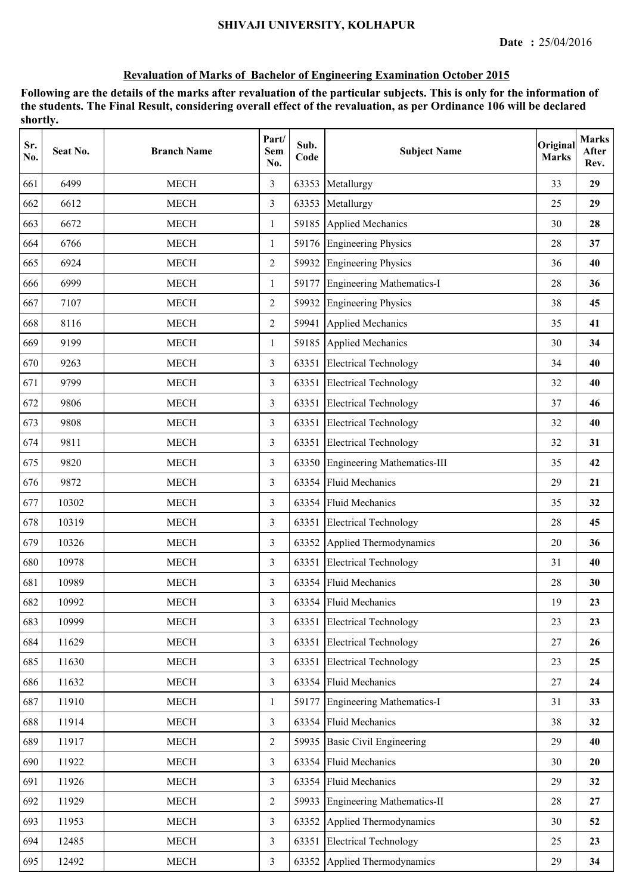SHIVAJI UNIVERSITY, KOLHAPUR

**Date :** 25/04/2016

**Revaluation of Marks of Bachelor of Engineering Examination October 2015**

**Following are the details of the marks after revaluation of the particular subjects. This is only for the information of the students. The Final Result, considering overall effect of the revaluation, as per Ordinance 106 will be declared shortly.**

| Sr. No. | Seat No. | Branch Name | Part/ Sem No. | Sub. Code | Subject Name | Original Marks | Marks After Rev. |
|---|---|---|---|---|---|---|---|
| 661 | 6499 | MECH | 3 | 63353 | Metallurgy | 33 | **29** |
| 662 | 6612 | MECH | 3 | 63353 | Metallurgy | 25 | **29** |
| 663 | 6672 | MECH | 1 | 59185 | Applied Mechanics | 30 | **28** |
| 664 | 6766 | MECH | 1 | 59176 | Engineering Physics | 28 | **37** |
| 665 | 6924 | MECH | 2 | 59932 | Engineering Physics | 36 | **40** |
| 666 | 6999 | MECH | 1 | 59177 | Engineering Mathematics-I | 28 | **36** |
| 667 | 7107 | MECH | 2 | 59932 | Engineering Physics | 38 | **45** |
| 668 | 8116 | MECH | 2 | 59941 | Applied Mechanics | 35 | **41** |
| 669 | 9199 | MECH | 1 | 59185 | Applied Mechanics | 30 | **34** |
| 670 | 9263 | MECH | 3 | 63351 | Electrical Technology | 34 | **40** |
| 671 | 9799 | MECH | 3 | 63351 | Electrical Technology | 32 | **40** |
| 672 | 9806 | MECH | 3 | 63351 | Electrical Technology | 37 | **46** |
| 673 | 9808 | MECH | 3 | 63351 | Electrical Technology | 32 | **40** |
| 674 | 9811 | MECH | 3 | 63351 | Electrical Technology | 32 | **31** |
| 675 | 9820 | MECH | 3 | 63350 | Engineering Mathematics-III | 35 | **42** |
| 676 | 9872 | MECH | 3 | 63354 | Fluid Mechanics | 29 | **21** |
| 677 | 10302 | MECH | 3 | 63354 | Fluid Mechanics | 35 | **32** |
| 678 | 10319 | MECH | 3 | 63351 | Electrical Technology | 28 | **45** |
| 679 | 10326 | MECH | 3 | 63352 | Applied Thermodynamics | 20 | **36** |
| 680 | 10978 | MECH | 3 | 63351 | Electrical Technology | 31 | **40** |
| 681 | 10989 | MECH | 3 | 63354 | Fluid Mechanics | 28 | **30** |
| 682 | 10992 | MECH | 3 | 63354 | Fluid Mechanics | 19 | **23** |
| 683 | 10999 | MECH | 3 | 63351 | Electrical Technology | 23 | **23** |
| 684 | 11629 | MECH | 3 | 63351 | Electrical Technology | 27 | **26** |
| 685 | 11630 | MECH | 3 | 63351 | Electrical Technology | 23 | **25** |
| 686 | 11632 | MECH | 3 | 63354 | Fluid Mechanics | 27 | **24** |
| 687 | 11910 | MECH | 1 | 59177 | Engineering Mathematics-I | 31 | **33** |
| 688 | 11914 | MECH | 3 | 63354 | Fluid Mechanics | 38 | **32** |
| 689 | 11917 | MECH | 2 | 59935 | Basic Civil Engineering | 29 | **40** |
| 690 | 11922 | MECH | 3 | 63354 | Fluid Mechanics | 30 | **20** |
| 691 | 11926 | MECH | 3 | 63354 | Fluid Mechanics | 29 | **32** |
| 692 | 11929 | MECH | 2 | 59933 | Engineering Mathematics-II | 28 | **27** |
| 693 | 11953 | MECH | 3 | 63352 | Applied Thermodynamics | 30 | **52** |
| 694 | 12485 | MECH | 3 | 63351 | Electrical Technology | 25 | **23** |
| 695 | 12492 | MECH | 3 | 63352 | Applied Thermodynamics | 29 | **34** |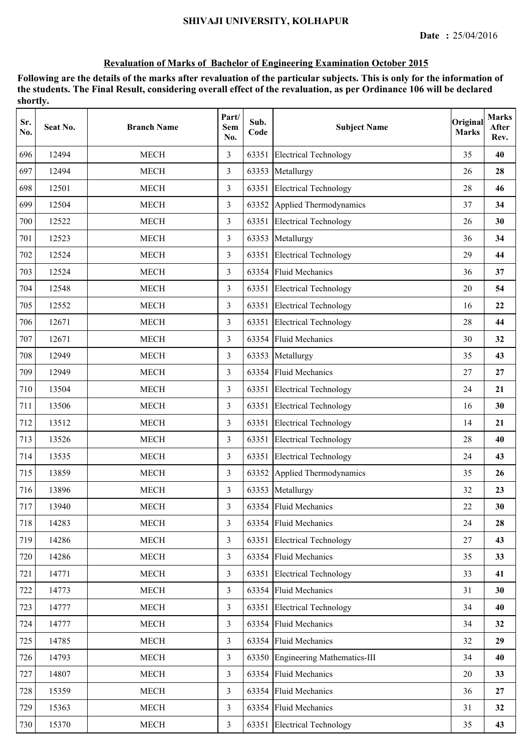SHIVAJI UNIVERSITY, KOLHAPUR

**Date :** 25/04/2016

## Revaluation of Marks of Bachelor of Engineering Examination October 2015

**Following are the details of the marks after revaluation of the particular subjects. This is only for the information of the students. The Final Result, considering overall effect of the revaluation, as per Ordinance 106 will be declared shortly.**

| Sr. No. | Seat No. | Branch Name | Part/ Sem No. | Sub. Code | Subject Name | Original Marks | Marks After Rev. |
|---|---|---|---|---|---|---|---|
| 696 | 12494 | MECH | 3 | 63351 | Electrical Technology | 35 | **40** |
| 697 | 12494 | MECH | 3 | 63353 | Metallurgy | 26 | **28** |
| 698 | 12501 | MECH | 3 | 63351 | Electrical Technology | 28 | **46** |
| 699 | 12504 | MECH | 3 | 63352 | Applied Thermodynamics | 37 | **34** |
| 700 | 12522 | MECH | 3 | 63351 | Electrical Technology | 26 | **30** |
| 701 | 12523 | MECH | 3 | 63353 | Metallurgy | 36 | **34** |
| 702 | 12524 | MECH | 3 | 63351 | Electrical Technology | 29 | **44** |
| 703 | 12524 | MECH | 3 | 63354 | Fluid Mechanics | 36 | **37** |
| 704 | 12548 | MECH | 3 | 63351 | Electrical Technology | 20 | **54** |
| 705 | 12552 | MECH | 3 | 63351 | Electrical Technology | 16 | **22** |
| 706 | 12671 | MECH | 3 | 63351 | Electrical Technology | 28 | **44** |
| 707 | 12671 | MECH | 3 | 63354 | Fluid Mechanics | 30 | **32** |
| 708 | 12949 | MECH | 3 | 63353 | Metallurgy | 35 | **43** |
| 709 | 12949 | MECH | 3 | 63354 | Fluid Mechanics | 27 | **27** |
| 710 | 13504 | MECH | 3 | 63351 | Electrical Technology | 24 | **21** |
| 711 | 13506 | MECH | 3 | 63351 | Electrical Technology | 16 | **30** |
| 712 | 13512 | MECH | 3 | 63351 | Electrical Technology | 14 | **21** |
| 713 | 13526 | MECH | 3 | 63351 | Electrical Technology | 28 | **40** |
| 714 | 13535 | MECH | 3 | 63351 | Electrical Technology | 24 | **43** |
| 715 | 13859 | MECH | 3 | 63352 | Applied Thermodynamics | 35 | **26** |
| 716 | 13896 | MECH | 3 | 63353 | Metallurgy | 32 | **23** |
| 717 | 13940 | MECH | 3 | 63354 | Fluid Mechanics | 22 | **30** |
| 718 | 14283 | MECH | 3 | 63354 | Fluid Mechanics | 24 | **28** |
| 719 | 14286 | MECH | 3 | 63351 | Electrical Technology | 27 | **43** |
| 720 | 14286 | MECH | 3 | 63354 | Fluid Mechanics | 35 | **33** |
| 721 | 14771 | MECH | 3 | 63351 | Electrical Technology | 33 | **41** |
| 722 | 14773 | MECH | 3 | 63354 | Fluid Mechanics | 31 | **30** |
| 723 | 14777 | MECH | 3 | 63351 | Electrical Technology | 34 | **40** |
| 724 | 14777 | MECH | 3 | 63354 | Fluid Mechanics | 34 | **32** |
| 725 | 14785 | MECH | 3 | 63354 | Fluid Mechanics | 32 | **29** |
| 726 | 14793 | MECH | 3 | 63350 | Engineering Mathematics-III | 34 | **40** |
| 727 | 14807 | MECH | 3 | 63354 | Fluid Mechanics | 20 | **33** |
| 728 | 15359 | MECH | 3 | 63354 | Fluid Mechanics | 36 | **27** |
| 729 | 15363 | MECH | 3 | 63354 | Fluid Mechanics | 31 | **32** |
| 730 | 15370 | MECH | 3 | 63351 | Electrical Technology | 35 | **43** |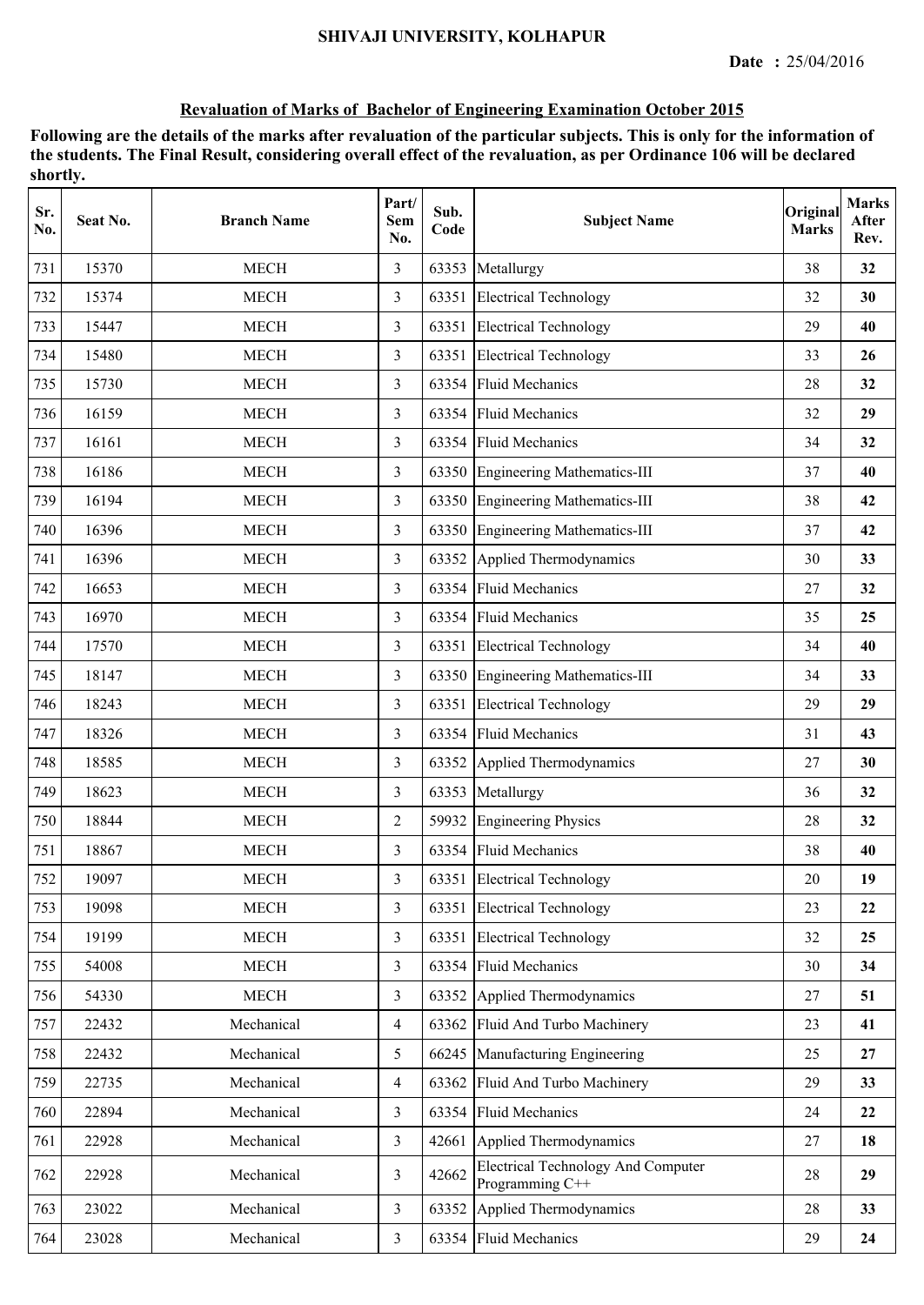SHIVAJI UNIVERSITY, KOLHAPUR

**Date :** 25/04/2016

## Revaluation of Marks of Bachelor of Engineering Examination October 2015

**Following are the details of the marks after revaluation of the particular subjects. This is only for the information of the students. The Final Result, considering overall effect of the revaluation, as per Ordinance 106 will be declared shortly.**

| Sr. No. | Seat No. | Branch Name | Part/ Sem No. | Sub. Code | Subject Name | Original Marks | Marks After Rev. |
|---|---|---|---|---|---|---|---|
| 731 | 15370 | MECH | 3 | 63353 | Metallurgy | 38 | **32** |
| 732 | 15374 | MECH | 3 | 63351 | Electrical Technology | 32 | **30** |
| 733 | 15447 | MECH | 3 | 63351 | Electrical Technology | 29 | **40** |
| 734 | 15480 | MECH | 3 | 63351 | Electrical Technology | 33 | **26** |
| 735 | 15730 | MECH | 3 | 63354 | Fluid Mechanics | 28 | **32** |
| 736 | 16159 | MECH | 3 | 63354 | Fluid Mechanics | 32 | **29** |
| 737 | 16161 | MECH | 3 | 63354 | Fluid Mechanics | 34 | **32** |
| 738 | 16186 | MECH | 3 | 63350 | Engineering Mathematics-III | 37 | **40** |
| 739 | 16194 | MECH | 3 | 63350 | Engineering Mathematics-III | 38 | **42** |
| 740 | 16396 | MECH | 3 | 63350 | Engineering Mathematics-III | 37 | **42** |
| 741 | 16396 | MECH | 3 | 63352 | Applied Thermodynamics | 30 | **33** |
| 742 | 16653 | MECH | 3 | 63354 | Fluid Mechanics | 27 | **32** |
| 743 | 16970 | MECH | 3 | 63354 | Fluid Mechanics | 35 | **25** |
| 744 | 17570 | MECH | 3 | 63351 | Electrical Technology | 34 | **40** |
| 745 | 18147 | MECH | 3 | 63350 | Engineering Mathematics-III | 34 | **33** |
| 746 | 18243 | MECH | 3 | 63351 | Electrical Technology | 29 | **29** |
| 747 | 18326 | MECH | 3 | 63354 | Fluid Mechanics | 31 | **43** |
| 748 | 18585 | MECH | 3 | 63352 | Applied Thermodynamics | 27 | **30** |
| 749 | 18623 | MECH | 3 | 63353 | Metallurgy | 36 | **32** |
| 750 | 18844 | MECH | 2 | 59932 | Engineering Physics | 28 | **32** |
| 751 | 18867 | MECH | 3 | 63354 | Fluid Mechanics | 38 | **40** |
| 752 | 19097 | MECH | 3 | 63351 | Electrical Technology | 20 | **19** |
| 753 | 19098 | MECH | 3 | 63351 | Electrical Technology | 23 | **22** |
| 754 | 19199 | MECH | 3 | 63351 | Electrical Technology | 32 | **25** |
| 755 | 54008 | MECH | 3 | 63354 | Fluid Mechanics | 30 | **34** |
| 756 | 54330 | MECH | 3 | 63352 | Applied Thermodynamics | 27 | **51** |
| 757 | 22432 | Mechanical | 4 | 63362 | Fluid And Turbo Machinery | 23 | **41** |
| 758 | 22432 | Mechanical | 5 | 66245 | Manufacturing Engineering | 25 | **27** |
| 759 | 22735 | Mechanical | 4 | 63362 | Fluid And Turbo Machinery | 29 | **33** |
| 760 | 22894 | Mechanical | 3 | 63354 | Fluid Mechanics | 24 | **22** |
| 761 | 22928 | Mechanical | 3 | 42661 | Applied Thermodynamics | 27 | **18** |
| 762 | 22928 | Mechanical | 3 | 42662 | Electrical Technology And Computer Programming C++ | 28 | **29** |
| 763 | 23022 | Mechanical | 3 | 63352 | Applied Thermodynamics | 28 | **33** |
| 764 | 23028 | Mechanical | 3 | 63354 | Fluid Mechanics | 29 | **24** |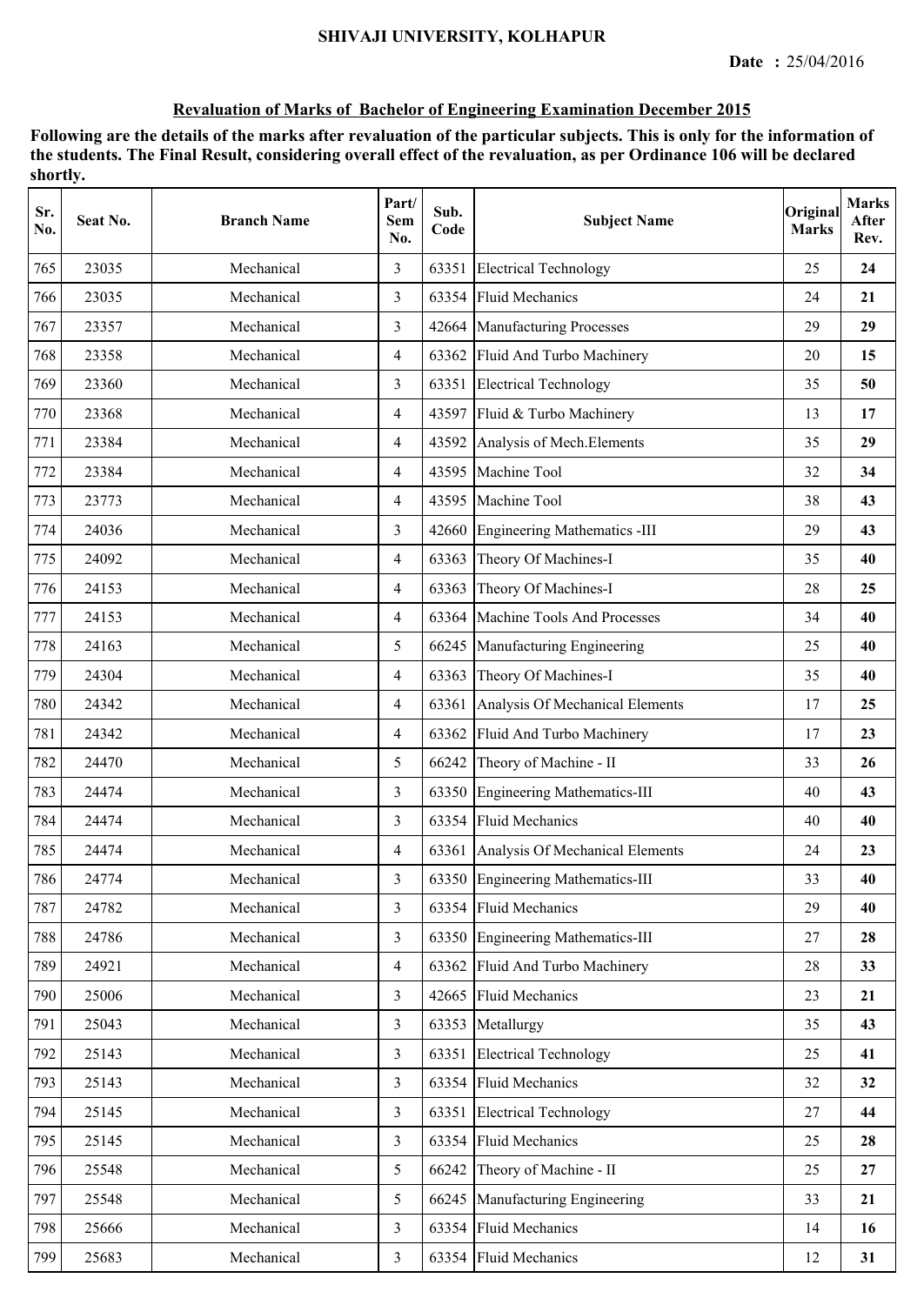# SHIVAJI UNIVERSITY, KOLHAPUR

**Date :** 25/04/2016

## Revaluation of Marks of Bachelor of Engineering Examination December 2015

**Following are the details of the marks after revaluation of the particular subjects. This is only for the information of the students. The Final Result, considering overall effect of the revaluation, as per Ordinance 106 will be declared shortly.**

| Sr. No. | Seat No. | Branch Name | Part/ Sem No. | Sub. Code | Subject Name | Original Marks | Marks After Rev. |
|---|---|---|---|---|---|---|---|
| 765 | 23035 | Mechanical | 3 | 63351 | Electrical Technology | 25 | **24** |
| 766 | 23035 | Mechanical | 3 | 63354 | Fluid Mechanics | 24 | **21** |
| 767 | 23357 | Mechanical | 3 | 42664 | Manufacturing Processes | 29 | **29** |
| 768 | 23358 | Mechanical | 4 | 63362 | Fluid And Turbo Machinery | 20 | **15** |
| 769 | 23360 | Mechanical | 3 | 63351 | Electrical Technology | 35 | **50** |
| 770 | 23368 | Mechanical | 4 | 43597 | Fluid & Turbo Machinery | 13 | **17** |
| 771 | 23384 | Mechanical | 4 | 43592 | Analysis of Mech.Elements | 35 | **29** |
| 772 | 23384 | Mechanical | 4 | 43595 | Machine Tool | 32 | **34** |
| 773 | 23773 | Mechanical | 4 | 43595 | Machine Tool | 38 | **43** |
| 774 | 24036 | Mechanical | 3 | 42660 | Engineering Mathematics -III | 29 | **43** |
| 775 | 24092 | Mechanical | 4 | 63363 | Theory Of Machines-I | 35 | **40** |
| 776 | 24153 | Mechanical | 4 | 63363 | Theory Of Machines-I | 28 | **25** |
| 777 | 24153 | Mechanical | 4 | 63364 | Machine Tools And Processes | 34 | **40** |
| 778 | 24163 | Mechanical | 5 | 66245 | Manufacturing Engineering | 25 | **40** |
| 779 | 24304 | Mechanical | 4 | 63363 | Theory Of Machines-I | 35 | **40** |
| 780 | 24342 | Mechanical | 4 | 63361 | Analysis Of Mechanical Elements | 17 | **25** |
| 781 | 24342 | Mechanical | 4 | 63362 | Fluid And Turbo Machinery | 17 | **23** |
| 782 | 24470 | Mechanical | 5 | 66242 | Theory of Machine - II | 33 | **26** |
| 783 | 24474 | Mechanical | 3 | 63350 | Engineering Mathematics-III | 40 | **43** |
| 784 | 24474 | Mechanical | 3 | 63354 | Fluid Mechanics | 40 | **40** |
| 785 | 24474 | Mechanical | 4 | 63361 | Analysis Of Mechanical Elements | 24 | **23** |
| 786 | 24774 | Mechanical | 3 | 63350 | Engineering Mathematics-III | 33 | **40** |
| 787 | 24782 | Mechanical | 3 | 63354 | Fluid Mechanics | 29 | **40** |
| 788 | 24786 | Mechanical | 3 | 63350 | Engineering Mathematics-III | 27 | **28** |
| 789 | 24921 | Mechanical | 4 | 63362 | Fluid And Turbo Machinery | 28 | **33** |
| 790 | 25006 | Mechanical | 3 | 42665 | Fluid Mechanics | 23 | **21** |
| 791 | 25043 | Mechanical | 3 | 63353 | Metallurgy | 35 | **43** |
| 792 | 25143 | Mechanical | 3 | 63351 | Electrical Technology | 25 | **41** |
| 793 | 25143 | Mechanical | 3 | 63354 | Fluid Mechanics | 32 | **32** |
| 794 | 25145 | Mechanical | 3 | 63351 | Electrical Technology | 27 | **44** |
| 795 | 25145 | Mechanical | 3 | 63354 | Fluid Mechanics | 25 | **28** |
| 796 | 25548 | Mechanical | 5 | 66242 | Theory of Machine - II | 25 | **27** |
| 797 | 25548 | Mechanical | 5 | 66245 | Manufacturing Engineering | 33 | **21** |
| 798 | 25666 | Mechanical | 3 | 63354 | Fluid Mechanics | 14 | **16** |
| 799 | 25683 | Mechanical | 3 | 63354 | Fluid Mechanics | 12 | **31** |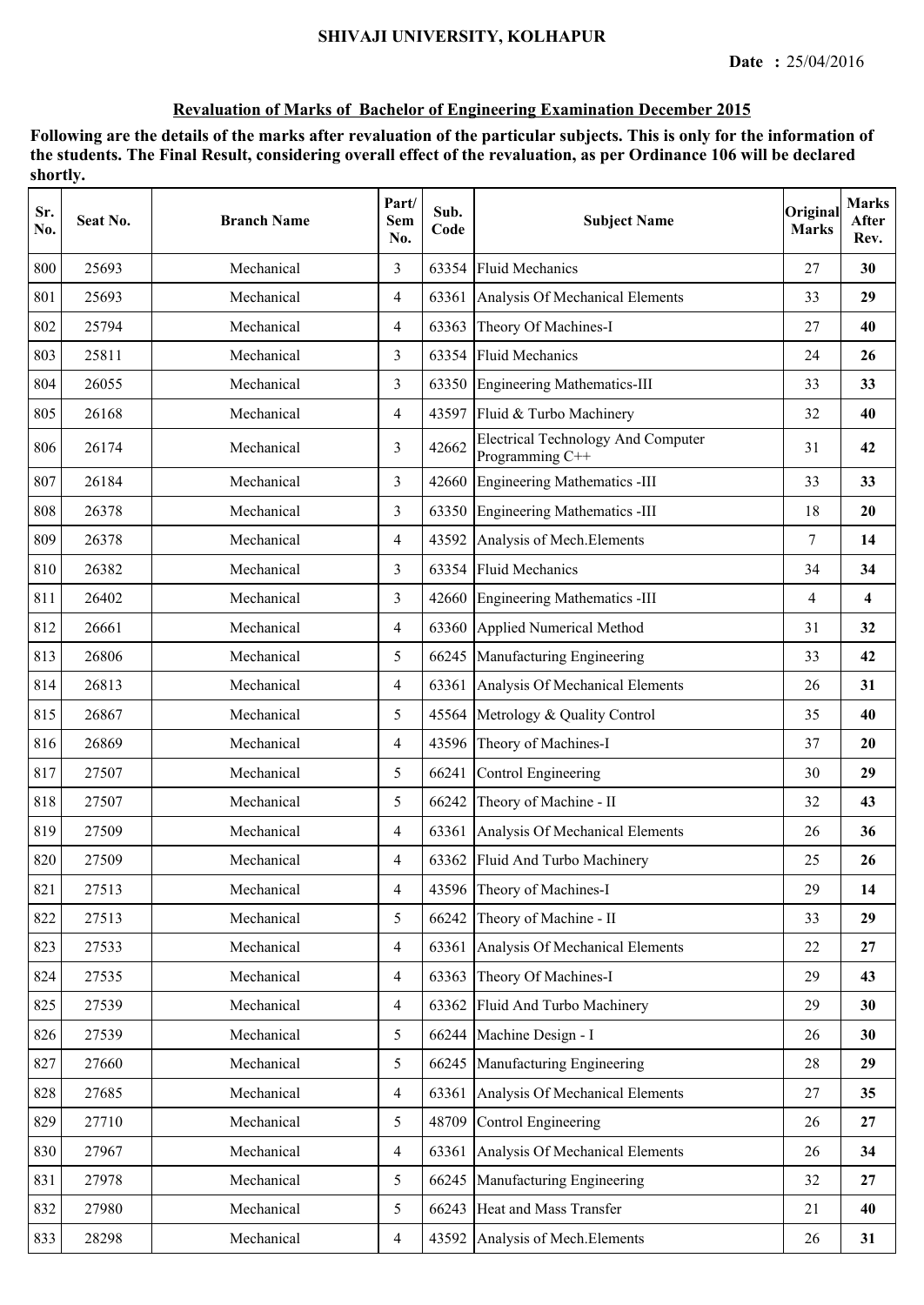# SHIVAJI UNIVERSITY, KOLHAPUR

**Date : 25/04/2016**

## Revaluation of Marks of Bachelor of Engineering Examination December 2015

**Following are the details of the marks after revaluation of the particular subjects. This is only for the information of the students. The Final Result, considering overall effect of the revaluation, as per Ordinance 106 will be declared shortly.**

| Sr. No. | Seat No. | Branch Name | Part/ Sem No. | Sub. Code | Subject Name | Original Marks | Marks After Rev. |
|---|---|---|---|---|---|---|---|
| 800 | 25693 | Mechanical | 3 | 63354 | Fluid Mechanics | 27 | **30** |
| 801 | 25693 | Mechanical | 4 | 63361 | Analysis Of Mechanical Elements | 33 | **29** |
| 802 | 25794 | Mechanical | 4 | 63363 | Theory Of Machines-I | 27 | **40** |
| 803 | 25811 | Mechanical | 3 | 63354 | Fluid Mechanics | 24 | **26** |
| 804 | 26055 | Mechanical | 3 | 63350 | Engineering Mathematics-III | 33 | **33** |
| 805 | 26168 | Mechanical | 4 | 43597 | Fluid & Turbo Machinery | 32 | **40** |
| 806 | 26174 | Mechanical | 3 | 42662 | Electrical Technology And Computer Programming C++ | 31 | **42** |
| 807 | 26184 | Mechanical | 3 | 42660 | Engineering Mathematics -III | 33 | **33** |
| 808 | 26378 | Mechanical | 3 | 63350 | Engineering Mathematics -III | 18 | **20** |
| 809 | 26378 | Mechanical | 4 | 43592 | Analysis of Mech.Elements | 7 | **14** |
| 810 | 26382 | Mechanical | 3 | 63354 | Fluid Mechanics | 34 | **34** |
| 811 | 26402 | Mechanical | 3 | 42660 | Engineering Mathematics -III | 4 | **4** |
| 812 | 26661 | Mechanical | 4 | 63360 | Applied Numerical Method | 31 | **32** |
| 813 | 26806 | Mechanical | 5 | 66245 | Manufacturing Engineering | 33 | **42** |
| 814 | 26813 | Mechanical | 4 | 63361 | Analysis Of Mechanical Elements | 26 | **31** |
| 815 | 26867 | Mechanical | 5 | 45564 | Metrology & Quality Control | 35 | **40** |
| 816 | 26869 | Mechanical | 4 | 43596 | Theory of Machines-I | 37 | **20** |
| 817 | 27507 | Mechanical | 5 | 66241 | Control Engineering | 30 | **29** |
| 818 | 27507 | Mechanical | 5 | 66242 | Theory of Machine - II | 32 | **43** |
| 819 | 27509 | Mechanical | 4 | 63361 | Analysis Of Mechanical Elements | 26 | **36** |
| 820 | 27509 | Mechanical | 4 | 63362 | Fluid And Turbo Machinery | 25 | **26** |
| 821 | 27513 | Mechanical | 4 | 43596 | Theory of Machines-I | 29 | **14** |
| 822 | 27513 | Mechanical | 5 | 66242 | Theory of Machine - II | 33 | **29** |
| 823 | 27533 | Mechanical | 4 | 63361 | Analysis Of Mechanical Elements | 22 | **27** |
| 824 | 27535 | Mechanical | 4 | 63363 | Theory Of Machines-I | 29 | **43** |
| 825 | 27539 | Mechanical | 4 | 63362 | Fluid And Turbo Machinery | 29 | **30** |
| 826 | 27539 | Mechanical | 5 | 66244 | Machine Design - I | 26 | **30** |
| 827 | 27660 | Mechanical | 5 | 66245 | Manufacturing Engineering | 28 | **29** |
| 828 | 27685 | Mechanical | 4 | 63361 | Analysis Of Mechanical Elements | 27 | **35** |
| 829 | 27710 | Mechanical | 5 | 48709 | Control Engineering | 26 | **27** |
| 830 | 27967 | Mechanical | 4 | 63361 | Analysis Of Mechanical Elements | 26 | **34** |
| 831 | 27978 | Mechanical | 5 | 66245 | Manufacturing Engineering | 32 | **27** |
| 832 | 27980 | Mechanical | 5 | 66243 | Heat and Mass Transfer | 21 | **40** |
| 833 | 28298 | Mechanical | 4 | 43592 | Analysis of Mech.Elements | 26 | **31** |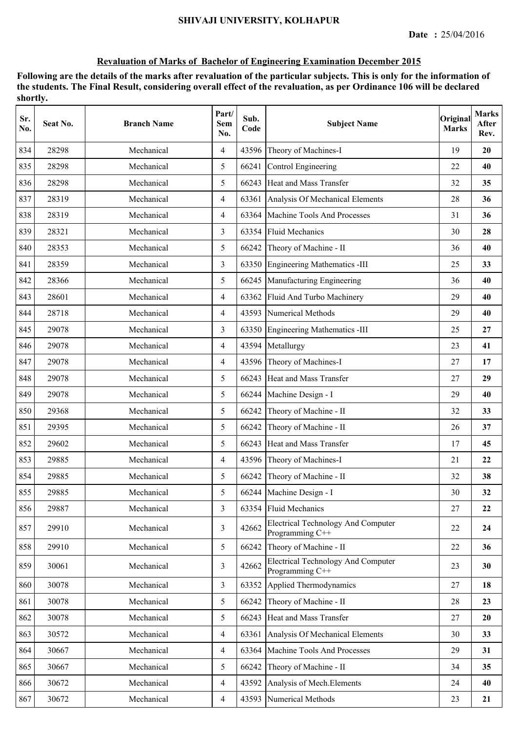# SHIVAJI UNIVERSITY, KOLHAPUR

**Date : 25/04/2016**

## Revaluation of Marks of Bachelor of Engineering Examination December 2015

**Following are the details of the marks after revaluation of the particular subjects. This is only for the information of the students. The Final Result, considering overall effect of the revaluation, as per Ordinance 106 will be declared shortly.**

| Sr. No. | Seat No. | Branch Name | Part/ Sem No. | Sub. Code | Subject Name | Original Marks | Marks After Rev. |
|---|---|---|---|---|---|---|---|
| 834 | 28298 | Mechanical | 4 | 43596 | Theory of Machines-I | 19 | **20** |
| 835 | 28298 | Mechanical | 5 | 66241 | Control Engineering | 22 | **40** |
| 836 | 28298 | Mechanical | 5 | 66243 | Heat and Mass Transfer | 32 | **35** |
| 837 | 28319 | Mechanical | 4 | 63361 | Analysis Of Mechanical Elements | 28 | **36** |
| 838 | 28319 | Mechanical | 4 | 63364 | Machine Tools And Processes | 31 | **36** |
| 839 | 28321 | Mechanical | 3 | 63354 | Fluid Mechanics | 30 | **28** |
| 840 | 28353 | Mechanical | 5 | 66242 | Theory of Machine - II | 36 | **40** |
| 841 | 28359 | Mechanical | 3 | 63350 | Engineering Mathematics -III | 25 | **33** |
| 842 | 28366 | Mechanical | 5 | 66245 | Manufacturing Engineering | 36 | **40** |
| 843 | 28601 | Mechanical | 4 | 63362 | Fluid And Turbo Machinery | 29 | **40** |
| 844 | 28718 | Mechanical | 4 | 43593 | Numerical Methods | 29 | **40** |
| 845 | 29078 | Mechanical | 3 | 63350 | Engineering Mathematics -III | 25 | **27** |
| 846 | 29078 | Mechanical | 4 | 43594 | Metallurgy | 23 | **41** |
| 847 | 29078 | Mechanical | 4 | 43596 | Theory of Machines-I | 27 | **17** |
| 848 | 29078 | Mechanical | 5 | 66243 | Heat and Mass Transfer | 27 | **29** |
| 849 | 29078 | Mechanical | 5 | 66244 | Machine Design - I | 29 | **40** |
| 850 | 29368 | Mechanical | 5 | 66242 | Theory of Machine - II | 32 | **33** |
| 851 | 29395 | Mechanical | 5 | 66242 | Theory of Machine - II | 26 | **37** |
| 852 | 29602 | Mechanical | 5 | 66243 | Heat and Mass Transfer | 17 | **45** |
| 853 | 29885 | Mechanical | 4 | 43596 | Theory of Machines-I | 21 | **22** |
| 854 | 29885 | Mechanical | 5 | 66242 | Theory of Machine - II | 32 | **38** |
| 855 | 29885 | Mechanical | 5 | 66244 | Machine Design - I | 30 | **32** |
| 856 | 29887 | Mechanical | 3 | 63354 | Fluid Mechanics | 27 | **22** |
| 857 | 29910 | Mechanical | 3 | 42662 | Electrical Technology And Computer Programming C++ | 22 | **24** |
| 858 | 29910 | Mechanical | 5 | 66242 | Theory of Machine - II | 22 | **36** |
| 859 | 30061 | Mechanical | 3 | 42662 | Electrical Technology And Computer Programming C++ | 23 | **30** |
| 860 | 30078 | Mechanical | 3 | 63352 | Applied Thermodynamics | 27 | **18** |
| 861 | 30078 | Mechanical | 5 | 66242 | Theory of Machine - II | 28 | **23** |
| 862 | 30078 | Mechanical | 5 | 66243 | Heat and Mass Transfer | 27 | **20** |
| 863 | 30572 | Mechanical | 4 | 63361 | Analysis Of Mechanical Elements | 30 | **33** |
| 864 | 30667 | Mechanical | 4 | 63364 | Machine Tools And Processes | 29 | **31** |
| 865 | 30667 | Mechanical | 5 | 66242 | Theory of Machine - II | 34 | **35** |
| 866 | 30672 | Mechanical | 4 | 43592 | Analysis of Mech.Elements | 24 | **40** |
| 867 | 30672 | Mechanical | 4 | 43593 | Numerical Methods | 23 | **21** |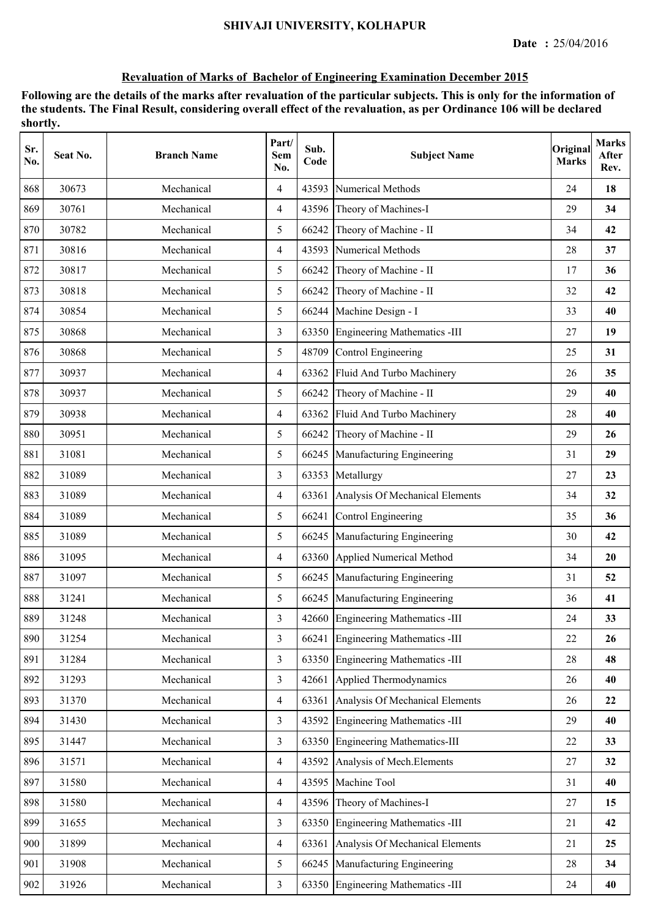**SHIVAJI UNIVERSITY, KOLHAPUR**

**Date :** 25/04/2016

## Revaluation of Marks of Bachelor of Engineering Examination December 2015

**Following are the details of the marks after revaluation of the particular subjects. This is only for the information of the students. The Final Result, considering overall effect of the revaluation, as per Ordinance 106 will be declared shortly.**

| Sr. No. | Seat No. | Branch Name | Part/ Sem No. | Sub. Code | Subject Name | Original Marks | Marks After Rev. |
|---|---|---|---|---|---|---|---|
| 868 | 30673 | Mechanical | 4 | 43593 | Numerical Methods | 24 | **18** |
| 869 | 30761 | Mechanical | 4 | 43596 | Theory of Machines-I | 29 | **34** |
| 870 | 30782 | Mechanical | 5 | 66242 | Theory of Machine - II | 34 | **42** |
| 871 | 30816 | Mechanical | 4 | 43593 | Numerical Methods | 28 | **37** |
| 872 | 30817 | Mechanical | 5 | 66242 | Theory of Machine - II | 17 | **36** |
| 873 | 30818 | Mechanical | 5 | 66242 | Theory of Machine - II | 32 | **42** |
| 874 | 30854 | Mechanical | 5 | 66244 | Machine Design - I | 33 | **40** |
| 875 | 30868 | Mechanical | 3 | 63350 | Engineering Mathematics -III | 27 | **19** |
| 876 | 30868 | Mechanical | 5 | 48709 | Control Engineering | 25 | **31** |
| 877 | 30937 | Mechanical | 4 | 63362 | Fluid And Turbo Machinery | 26 | **35** |
| 878 | 30937 | Mechanical | 5 | 66242 | Theory of Machine - II | 29 | **40** |
| 879 | 30938 | Mechanical | 4 | 63362 | Fluid And Turbo Machinery | 28 | **40** |
| 880 | 30951 | Mechanical | 5 | 66242 | Theory of Machine - II | 29 | **26** |
| 881 | 31081 | Mechanical | 5 | 66245 | Manufacturing Engineering | 31 | **29** |
| 882 | 31089 | Mechanical | 3 | 63353 | Metallurgy | 27 | **23** |
| 883 | 31089 | Mechanical | 4 | 63361 | Analysis Of Mechanical Elements | 34 | **32** |
| 884 | 31089 | Mechanical | 5 | 66241 | Control Engineering | 35 | **36** |
| 885 | 31089 | Mechanical | 5 | 66245 | Manufacturing Engineering | 30 | **42** |
| 886 | 31095 | Mechanical | 4 | 63360 | Applied Numerical Method | 34 | **20** |
| 887 | 31097 | Mechanical | 5 | 66245 | Manufacturing Engineering | 31 | **52** |
| 888 | 31241 | Mechanical | 5 | 66245 | Manufacturing Engineering | 36 | **41** |
| 889 | 31248 | Mechanical | 3 | 42660 | Engineering Mathematics -III | 24 | **33** |
| 890 | 31254 | Mechanical | 3 | 66241 | Engineering Mathematics -III | 22 | **26** |
| 891 | 31284 | Mechanical | 3 | 63350 | Engineering Mathematics -III | 28 | **48** |
| 892 | 31293 | Mechanical | 3 | 42661 | Applied Thermodynamics | 26 | **40** |
| 893 | 31370 | Mechanical | 4 | 63361 | Analysis Of Mechanical Elements | 26 | **22** |
| 894 | 31430 | Mechanical | 3 | 43592 | Engineering Mathematics -III | 29 | **40** |
| 895 | 31447 | Mechanical | 3 | 63350 | Engineering Mathematics-III | 22 | **33** |
| 896 | 31571 | Mechanical | 4 | 43592 | Analysis of Mech.Elements | 27 | **32** |
| 897 | 31580 | Mechanical | 4 | 43595 | Machine Tool | 31 | **40** |
| 898 | 31580 | Mechanical | 4 | 43596 | Theory of Machines-I | 27 | **15** |
| 899 | 31655 | Mechanical | 3 | 63350 | Engineering Mathematics -III | 21 | **42** |
| 900 | 31899 | Mechanical | 4 | 63361 | Analysis Of Mechanical Elements | 21 | **25** |
| 901 | 31908 | Mechanical | 5 | 66245 | Manufacturing Engineering | 28 | **34** |
| 902 | 31926 | Mechanical | 3 | 63350 | Engineering Mathematics -III | 24 | **40** |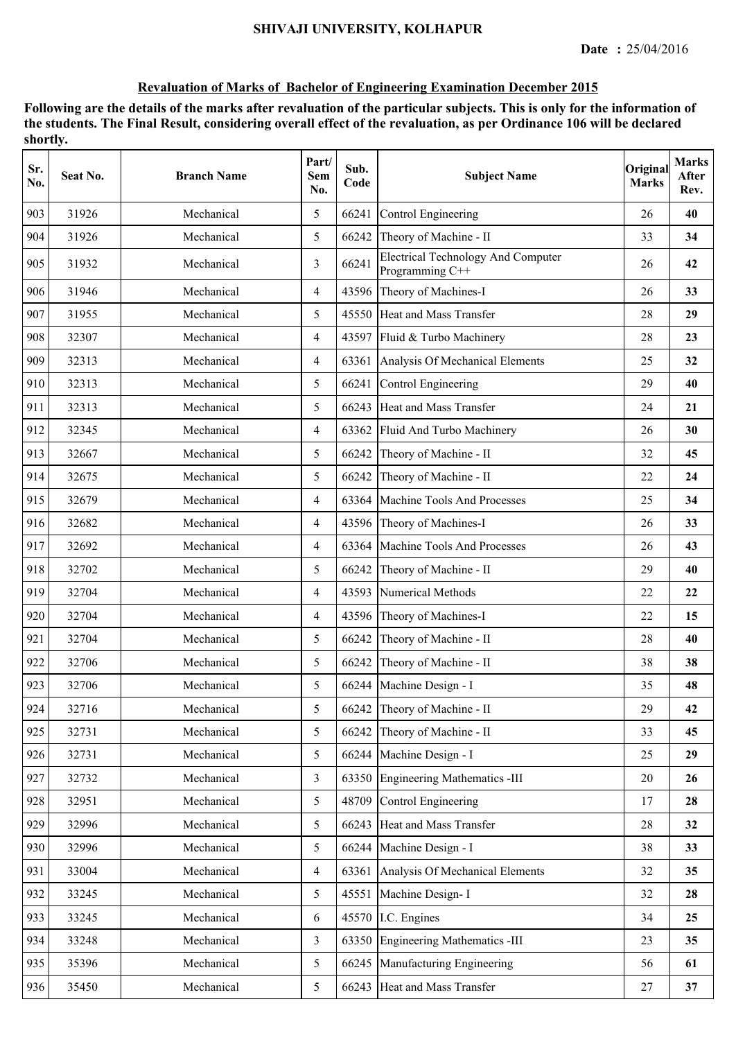# SHIVAJI UNIVERSITY, KOLHAPUR

**Date : 25/04/2016**

## Revaluation of Marks of Bachelor of Engineering Examination December 2015

**Following are the details of the marks after revaluation of the particular subjects. This is only for the information of the students. The Final Result, considering overall effect of the revaluation, as per Ordinance 106 will be declared shortly.**

| Sr. No. | Seat No. | Branch Name | Part/ Sem No. | Sub. Code | Subject Name | Original Marks | Marks After Rev. |
|---|---|---|---|---|---|---|---|
| 903 | 31926 | Mechanical | 5 | 66241 | Control Engineering | 26 | **40** |
| 904 | 31926 | Mechanical | 5 | 66242 | Theory of Machine - II | 33 | **34** |
| 905 | 31932 | Mechanical | 3 | 66241 | Electrical Technology And Computer Programming C++ | 26 | **42** |
| 906 | 31946 | Mechanical | 4 | 43596 | Theory of Machines-I | 26 | **33** |
| 907 | 31955 | Mechanical | 5 | 45550 | Heat and Mass Transfer | 28 | **29** |
| 908 | 32307 | Mechanical | 4 | 43597 | Fluid & Turbo Machinery | 28 | **23** |
| 909 | 32313 | Mechanical | 4 | 63361 | Analysis Of Mechanical Elements | 25 | **32** |
| 910 | 32313 | Mechanical | 5 | 66241 | Control Engineering | 29 | **40** |
| 911 | 32313 | Mechanical | 5 | 66243 | Heat and Mass Transfer | 24 | **21** |
| 912 | 32345 | Mechanical | 4 | 63362 | Fluid And Turbo Machinery | 26 | **30** |
| 913 | 32667 | Mechanical | 5 | 66242 | Theory of Machine - II | 32 | **45** |
| 914 | 32675 | Mechanical | 5 | 66242 | Theory of Machine - II | 22 | **24** |
| 915 | 32679 | Mechanical | 4 | 63364 | Machine Tools And Processes | 25 | **34** |
| 916 | 32682 | Mechanical | 4 | 43596 | Theory of Machines-I | 26 | **33** |
| 917 | 32692 | Mechanical | 4 | 63364 | Machine Tools And Processes | 26 | **43** |
| 918 | 32702 | Mechanical | 5 | 66242 | Theory of Machine - II | 29 | **40** |
| 919 | 32704 | Mechanical | 4 | 43593 | Numerical Methods | 22 | **22** |
| 920 | 32704 | Mechanical | 4 | 43596 | Theory of Machines-I | 22 | **15** |
| 921 | 32704 | Mechanical | 5 | 66242 | Theory of Machine - II | 28 | **40** |
| 922 | 32706 | Mechanical | 5 | 66242 | Theory of Machine - II | 38 | **38** |
| 923 | 32706 | Mechanical | 5 | 66244 | Machine Design - I | 35 | **48** |
| 924 | 32716 | Mechanical | 5 | 66242 | Theory of Machine - II | 29 | **42** |
| 925 | 32731 | Mechanical | 5 | 66242 | Theory of Machine - II | 33 | **45** |
| 926 | 32731 | Mechanical | 5 | 66244 | Machine Design - I | 25 | **29** |
| 927 | 32732 | Mechanical | 3 | 63350 | Engineering Mathematics -III | 20 | **26** |
| 928 | 32951 | Mechanical | 5 | 48709 | Control Engineering | 17 | **28** |
| 929 | 32996 | Mechanical | 5 | 66243 | Heat and Mass Transfer | 28 | **32** |
| 930 | 32996 | Mechanical | 5 | 66244 | Machine Design - I | 38 | **33** |
| 931 | 33004 | Mechanical | 4 | 63361 | Analysis Of Mechanical Elements | 32 | **35** |
| 932 | 33245 | Mechanical | 5 | 45551 | Machine Design- I | 32 | **28** |
| 933 | 33245 | Mechanical | 6 | 45570 | I.C. Engines | 34 | **25** |
| 934 | 33248 | Mechanical | 3 | 63350 | Engineering Mathematics -III | 23 | **35** |
| 935 | 35396 | Mechanical | 5 | 66245 | Manufacturing Engineering | 56 | **61** |
| 936 | 35450 | Mechanical | 5 | 66243 | Heat and Mass Transfer | 27 | **37** |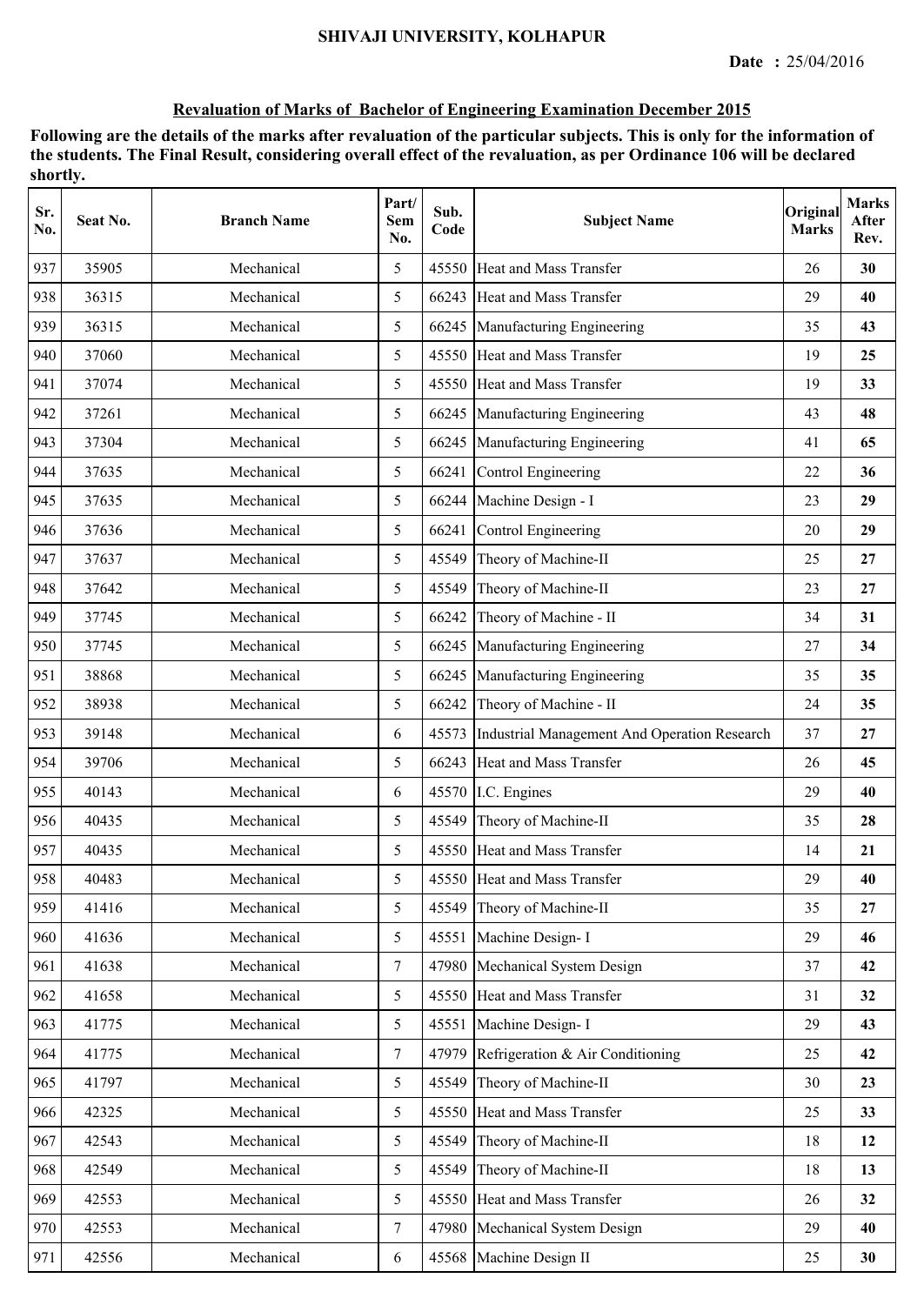SHIVAJI UNIVERSITY, KOLHAPUR

**Date :** 25/04/2016

## Revaluation of Marks of Bachelor of Engineering Examination December 2015

**Following are the details of the marks after revaluation of the particular subjects. This is only for the information of the students. The Final Result, considering overall effect of the revaluation, as per Ordinance 106 will be declared shortly.**

| Sr. No. | Seat No. | Branch Name | Part/ Sem No. | Sub. Code | Subject Name | Original Marks | Marks After Rev. |
|---|---|---|---|---|---|---|---|
| 937 | 35905 | Mechanical | 5 | 45550 | Heat and Mass Transfer | 26 | **30** |
| 938 | 36315 | Mechanical | 5 | 66243 | Heat and Mass Transfer | 29 | **40** |
| 939 | 36315 | Mechanical | 5 | 66245 | Manufacturing Engineering | 35 | **43** |
| 940 | 37060 | Mechanical | 5 | 45550 | Heat and Mass Transfer | 19 | **25** |
| 941 | 37074 | Mechanical | 5 | 45550 | Heat and Mass Transfer | 19 | **33** |
| 942 | 37261 | Mechanical | 5 | 66245 | Manufacturing Engineering | 43 | **48** |
| 943 | 37304 | Mechanical | 5 | 66245 | Manufacturing Engineering | 41 | **65** |
| 944 | 37635 | Mechanical | 5 | 66241 | Control Engineering | 22 | **36** |
| 945 | 37635 | Mechanical | 5 | 66244 | Machine Design - I | 23 | **29** |
| 946 | 37636 | Mechanical | 5 | 66241 | Control Engineering | 20 | **29** |
| 947 | 37637 | Mechanical | 5 | 45549 | Theory of Machine-II | 25 | **27** |
| 948 | 37642 | Mechanical | 5 | 45549 | Theory of Machine-II | 23 | **27** |
| 949 | 37745 | Mechanical | 5 | 66242 | Theory of Machine - II | 34 | **31** |
| 950 | 37745 | Mechanical | 5 | 66245 | Manufacturing Engineering | 27 | **34** |
| 951 | 38868 | Mechanical | 5 | 66245 | Manufacturing Engineering | 35 | **35** |
| 952 | 38938 | Mechanical | 5 | 66242 | Theory of Machine - II | 24 | **35** |
| 953 | 39148 | Mechanical | 6 | 45573 | Industrial Management And Operation Research | 37 | **27** |
| 954 | 39706 | Mechanical | 5 | 66243 | Heat and Mass Transfer | 26 | **45** |
| 955 | 40143 | Mechanical | 6 | 45570 | I.C. Engines | 29 | **40** |
| 956 | 40435 | Mechanical | 5 | 45549 | Theory of Machine-II | 35 | **28** |
| 957 | 40435 | Mechanical | 5 | 45550 | Heat and Mass Transfer | 14 | **21** |
| 958 | 40483 | Mechanical | 5 | 45550 | Heat and Mass Transfer | 29 | **40** |
| 959 | 41416 | Mechanical | 5 | 45549 | Theory of Machine-II | 35 | **27** |
| 960 | 41636 | Mechanical | 5 | 45551 | Machine Design- I | 29 | **46** |
| 961 | 41638 | Mechanical | 7 | 47980 | Mechanical System Design | 37 | **42** |
| 962 | 41658 | Mechanical | 5 | 45550 | Heat and Mass Transfer | 31 | **32** |
| 963 | 41775 | Mechanical | 5 | 45551 | Machine Design- I | 29 | **43** |
| 964 | 41775 | Mechanical | 7 | 47979 | Refrigeration & Air Conditioning | 25 | **42** |
| 965 | 41797 | Mechanical | 5 | 45549 | Theory of Machine-II | 30 | **23** |
| 966 | 42325 | Mechanical | 5 | 45550 | Heat and Mass Transfer | 25 | **33** |
| 967 | 42543 | Mechanical | 5 | 45549 | Theory of Machine-II | 18 | **12** |
| 968 | 42549 | Mechanical | 5 | 45549 | Theory of Machine-II | 18 | **13** |
| 969 | 42553 | Mechanical | 5 | 45550 | Heat and Mass Transfer | 26 | **32** |
| 970 | 42553 | Mechanical | 7 | 47980 | Mechanical System Design | 29 | **40** |
| 971 | 42556 | Mechanical | 6 | 45568 | Machine Design II | 25 | **30** |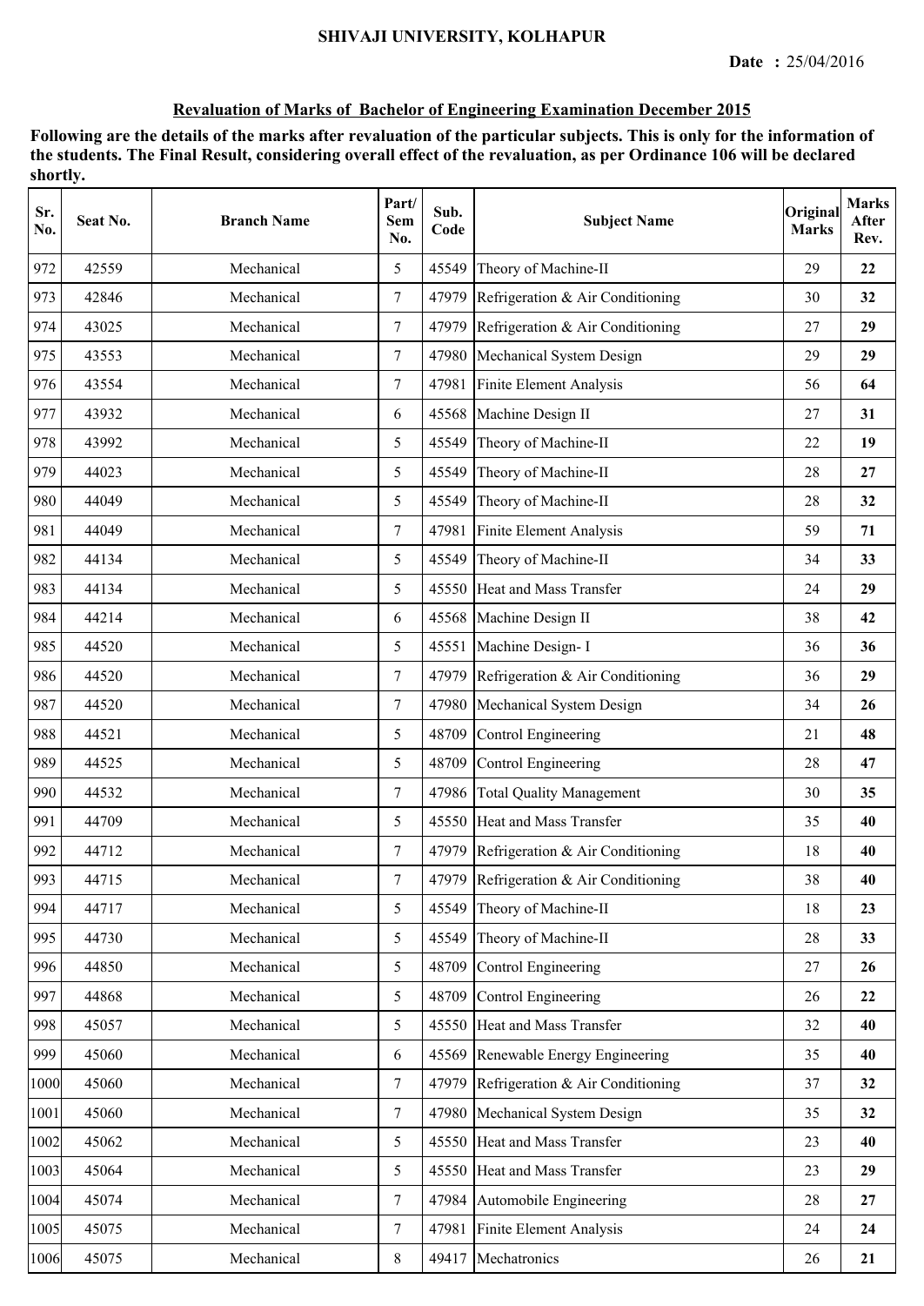SHIVAJI UNIVERSITY, KOLHAPUR

**Date :** 25/04/2016

**Revaluation of Marks of Bachelor of Engineering Examination December 2015**

**Following are the details of the marks after revaluation of the particular subjects. This is only for the information of the students. The Final Result, considering overall effect of the revaluation, as per Ordinance 106 will be declared shortly.**

| Sr. No. | Seat No. | Branch Name | Part/ Sem No. | Sub. Code | Subject Name | Original Marks | Marks After Rev. |
|---|---|---|---|---|---|---|---|
| 972 | 42559 | Mechanical | 5 | 45549 | Theory of Machine-II | 29 | **22** |
| 973 | 42846 | Mechanical | 7 | 47979 | Refrigeration & Air Conditioning | 30 | **32** |
| 974 | 43025 | Mechanical | 7 | 47979 | Refrigeration & Air Conditioning | 27 | **29** |
| 975 | 43553 | Mechanical | 7 | 47980 | Mechanical System Design | 29 | **29** |
| 976 | 43554 | Mechanical | 7 | 47981 | Finite Element Analysis | 56 | **64** |
| 977 | 43932 | Mechanical | 6 | 45568 | Machine Design II | 27 | **31** |
| 978 | 43992 | Mechanical | 5 | 45549 | Theory of Machine-II | 22 | **19** |
| 979 | 44023 | Mechanical | 5 | 45549 | Theory of Machine-II | 28 | **27** |
| 980 | 44049 | Mechanical | 5 | 45549 | Theory of Machine-II | 28 | **32** |
| 981 | 44049 | Mechanical | 7 | 47981 | Finite Element Analysis | 59 | **71** |
| 982 | 44134 | Mechanical | 5 | 45549 | Theory of Machine-II | 34 | **33** |
| 983 | 44134 | Mechanical | 5 | 45550 | Heat and Mass Transfer | 24 | **29** |
| 984 | 44214 | Mechanical | 6 | 45568 | Machine Design II | 38 | **42** |
| 985 | 44520 | Mechanical | 5 | 45551 | Machine Design- I | 36 | **36** |
| 986 | 44520 | Mechanical | 7 | 47979 | Refrigeration & Air Conditioning | 36 | **29** |
| 987 | 44520 | Mechanical | 7 | 47980 | Mechanical System Design | 34 | **26** |
| 988 | 44521 | Mechanical | 5 | 48709 | Control Engineering | 21 | **48** |
| 989 | 44525 | Mechanical | 5 | 48709 | Control Engineering | 28 | **47** |
| 990 | 44532 | Mechanical | 7 | 47986 | Total Quality Management | 30 | **35** |
| 991 | 44709 | Mechanical | 5 | 45550 | Heat and Mass Transfer | 35 | **40** |
| 992 | 44712 | Mechanical | 7 | 47979 | Refrigeration & Air Conditioning | 18 | **40** |
| 993 | 44715 | Mechanical | 7 | 47979 | Refrigeration & Air Conditioning | 38 | **40** |
| 994 | 44717 | Mechanical | 5 | 45549 | Theory of Machine-II | 18 | **23** |
| 995 | 44730 | Mechanical | 5 | 45549 | Theory of Machine-II | 28 | **33** |
| 996 | 44850 | Mechanical | 5 | 48709 | Control Engineering | 27 | **26** |
| 997 | 44868 | Mechanical | 5 | 48709 | Control Engineering | 26 | **22** |
| 998 | 45057 | Mechanical | 5 | 45550 | Heat and Mass Transfer | 32 | **40** |
| 999 | 45060 | Mechanical | 6 | 45569 | Renewable Energy Engineering | 35 | **40** |
| 1000 | 45060 | Mechanical | 7 | 47979 | Refrigeration & Air Conditioning | 37 | **32** |
| 1001 | 45060 | Mechanical | 7 | 47980 | Mechanical System Design | 35 | **32** |
| 1002 | 45062 | Mechanical | 5 | 45550 | Heat and Mass Transfer | 23 | **40** |
| 1003 | 45064 | Mechanical | 5 | 45550 | Heat and Mass Transfer | 23 | **29** |
| 1004 | 45074 | Mechanical | 7 | 47984 | Automobile Engineering | 28 | **27** |
| 1005 | 45075 | Mechanical | 7 | 47981 | Finite Element Analysis | 24 | **24** |
| 1006 | 45075 | Mechanical | 8 | 49417 | Mechatronics | 26 | **21** |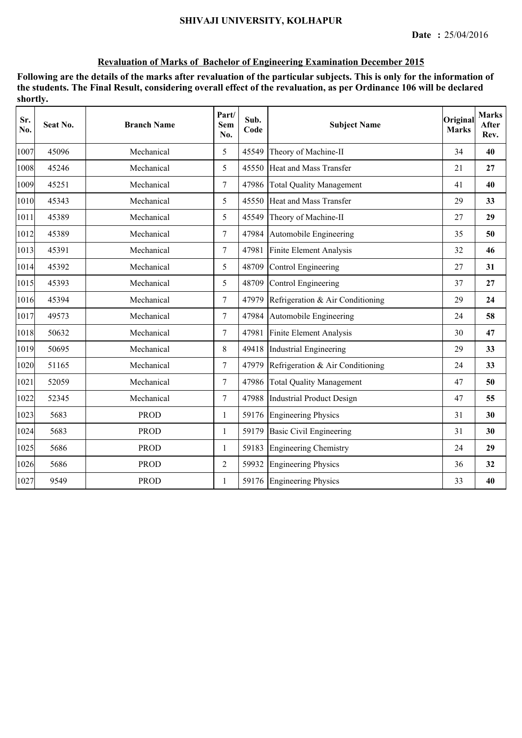**SHIVAJI UNIVERSITY, KOLHAPUR**

**Date : 25/04/2016**

## Revaluation of Marks of Bachelor of Engineering Examination December 2015

**Following are the details of the marks after revaluation of the particular subjects. This is only for the information of the students. The Final Result, considering overall effect of the revaluation, as per Ordinance 106 will be declared shortly.**

| Sr. No. | Seat No. | Branch Name | Part/ Sem No. | Sub. Code | Subject Name | Original Marks | Marks After Rev. |
|---|---|---|---|---|---|---|---|
| 1007 | 45096 | Mechanical | 5 | 45549 | Theory of Machine-II | 34 | **40** |
| 1008 | 45246 | Mechanical | 5 | 45550 | Heat and Mass Transfer | 21 | **27** |
| 1009 | 45251 | Mechanical | 7 | 47986 | Total Quality Management | 41 | **40** |
| 1010 | 45343 | Mechanical | 5 | 45550 | Heat and Mass Transfer | 29 | **33** |
| 1011 | 45389 | Mechanical | 5 | 45549 | Theory of Machine-II | 27 | **29** |
| 1012 | 45389 | Mechanical | 7 | 47984 | Automobile Engineering | 35 | **50** |
| 1013 | 45391 | Mechanical | 7 | 47981 | Finite Element Analysis | 32 | **46** |
| 1014 | 45392 | Mechanical | 5 | 48709 | Control Engineering | 27 | **31** |
| 1015 | 45393 | Mechanical | 5 | 48709 | Control Engineering | 37 | **27** |
| 1016 | 45394 | Mechanical | 7 | 47979 | Refrigeration & Air Conditioning | 29 | **24** |
| 1017 | 49573 | Mechanical | 7 | 47984 | Automobile Engineering | 24 | **58** |
| 1018 | 50632 | Mechanical | 7 | 47981 | Finite Element Analysis | 30 | **47** |
| 1019 | 50695 | Mechanical | 8 | 49418 | Industrial Engineering | 29 | **33** |
| 1020 | 51165 | Mechanical | 7 | 47979 | Refrigeration & Air Conditioning | 24 | **33** |
| 1021 | 52059 | Mechanical | 7 | 47986 | Total Quality Management | 47 | **50** |
| 1022 | 52345 | Mechanical | 7 | 47988 | Industrial Product Design | 47 | **55** |
| 1023 | 5683 | PROD | 1 | 59176 | Engineering Physics | 31 | **30** |
| 1024 | 5683 | PROD | 1 | 59179 | Basic Civil Engineering | 31 | **30** |
| 1025 | 5686 | PROD | 1 | 59183 | Engineering Chemistry | 24 | **29** |
| 1026 | 5686 | PROD | 2 | 59932 | Engineering Physics | 36 | **32** |
| 1027 | 9549 | PROD | 1 | 59176 | Engineering Physics | 33 | **40** |